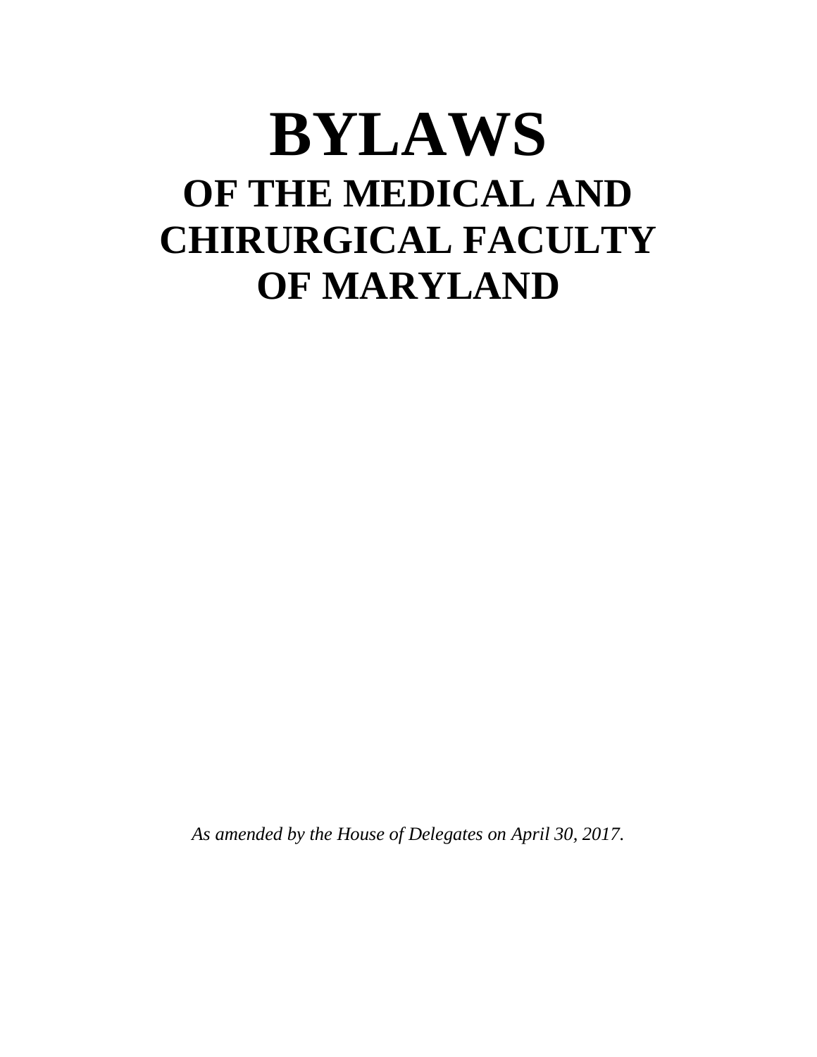# BYLAWS

## OF THE MEDICAL AND CHIRURGICAL FACULTY OF MARYLAND

*As amended by the House of Delegates on April 30, 2017.*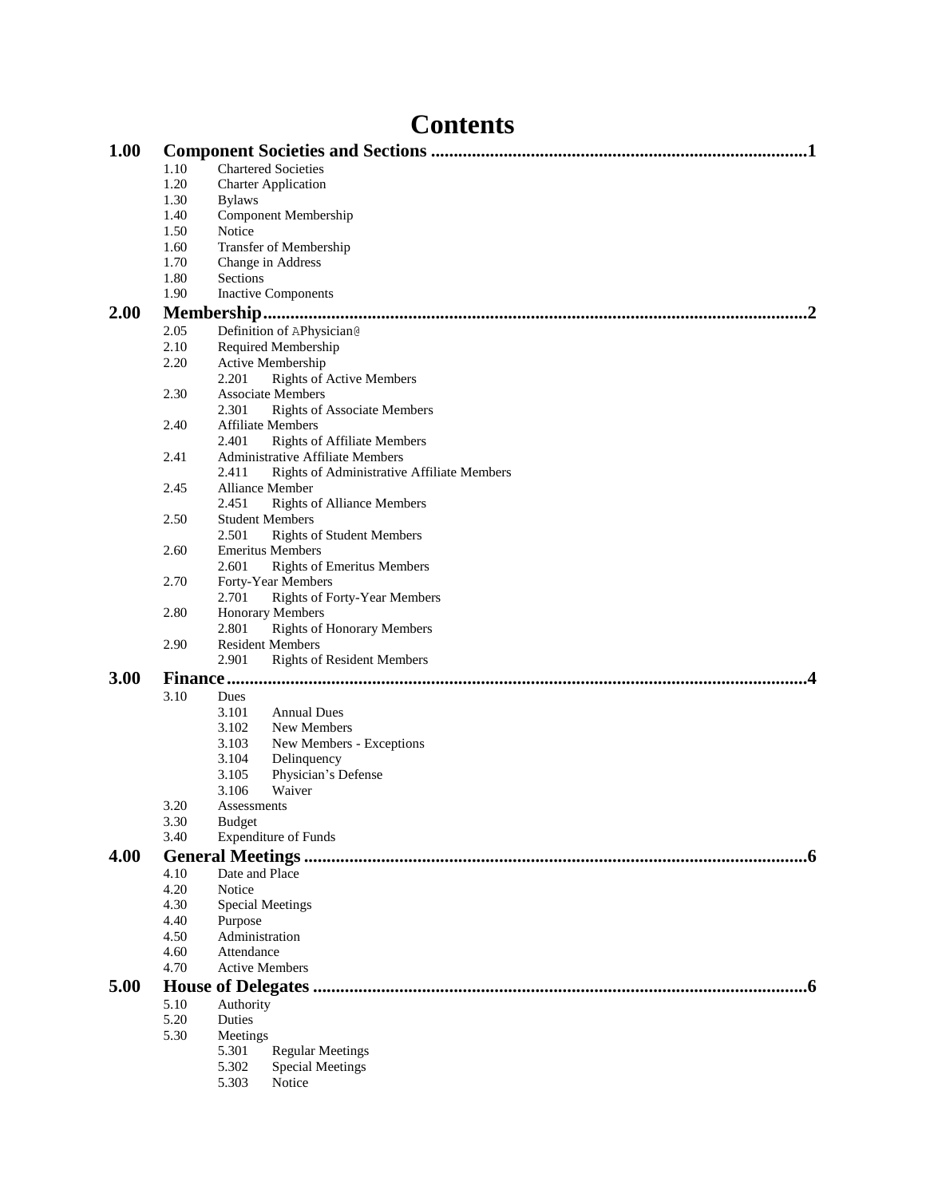# Contents

**1.00 Component Societies and Sections ....................................................................................1**

- 1.10 Chartered Societies
- 1.20 Charter Application
- 1.30 Bylaws
- 1.40 Component Membership
- 1.50 Notice
- 1.60 Transfer of Membership
- 1.70 Change in Address
- 1.80 Sections
- 1.90 Inactive Components

**2.00 Membership...............................................................................................................................2**

- 2.05 Definition of APhysician@
- 2.10 Required Membership
- 2.20 Active Membership
  - 2.201 Rights of Active Members
- 2.30 Associate Members
  - 2.301 Rights of Associate Members
- 2.40 Affiliate Members
  - 2.401 Rights of Affiliate Members
- 2.41 Administrative Affiliate Members
  - 2.411 Rights of Administrative Affiliate Members
- 2.45 Alliance Member
  - 2.451 Rights of Alliance Members
- 2.50 Student Members
  - 2.501 Rights of Student Members
- 2.60 Emeritus Members
  - 2.601 Rights of Emeritus Members
- 2.70 Forty-Year Members
  - 2.701 Rights of Forty-Year Members
- 2.80 Honorary Members
  - 2.801 Rights of Honorary Members
- 2.90 Resident Members
  - 2.901 Rights of Resident Members

**3.00 Finance.......................................................................................................................................4**

- 3.10 Dues
  - 3.101 Annual Dues
  - 3.102 New Members
  - 3.103 New Members - Exceptions
  - 3.104 Delinquency
  - 3.105 Physician's Defense
  - 3.106 Waiver
- 3.20 Assessments
- 3.30 Budget
- 3.40 Expenditure of Funds

**4.00 General Meetings .....................................................................................................................6**

- 4.10 Date and Place
- 4.20 Notice
- 4.30 Special Meetings
- 4.40 Purpose
- 4.50 Administration
- 4.60 Attendance
- 4.70 Active Members

**5.00 House of Delegates ....................................................................................................................6**

- 5.10 Authority
- 5.20 Duties
- 5.30 Meetings
  - 5.301 Regular Meetings
  - 5.302 Special Meetings
  - 5.303 Notice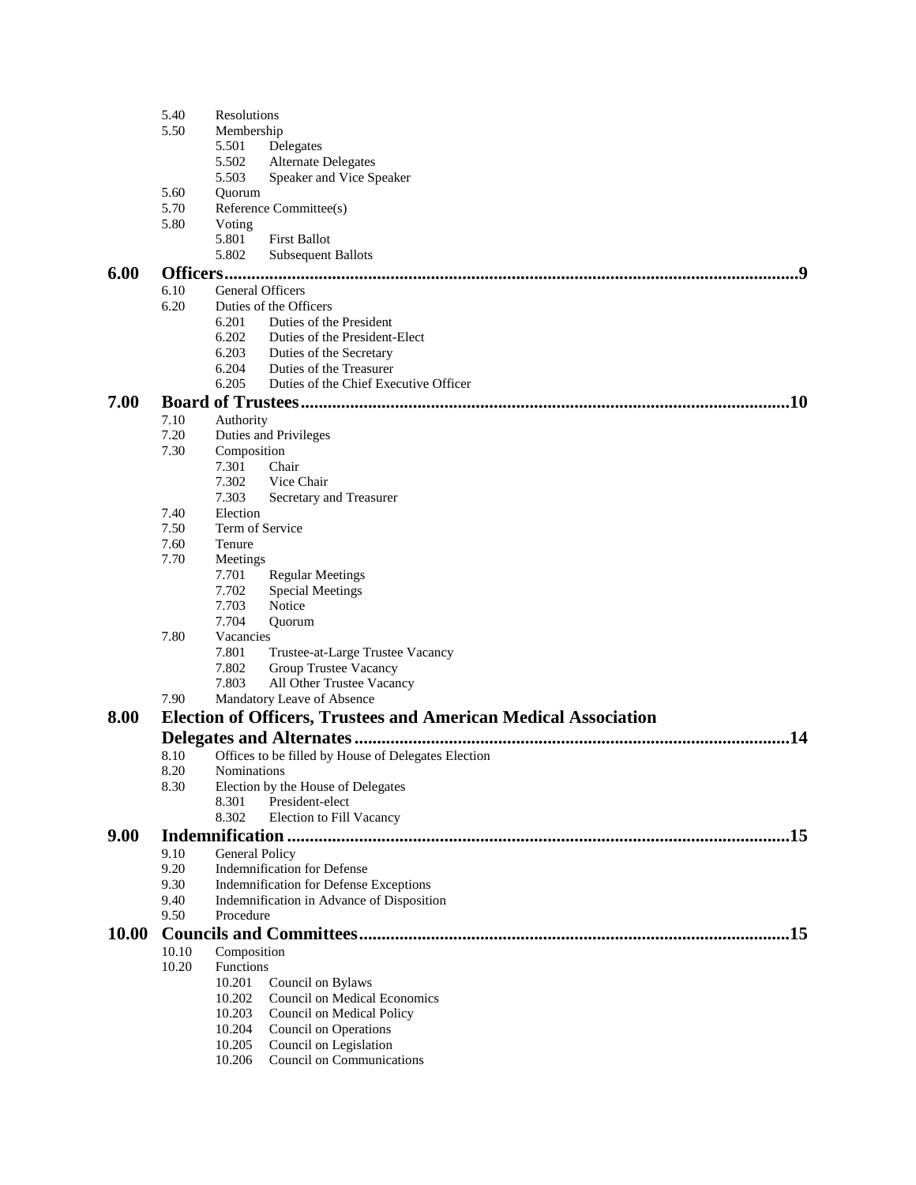5.40 Resolutions
5.50 Membership
  5.501 Delegates
  5.502 Alternate Delegates
  5.503 Speaker and Vice Speaker
5.60 Quorum
5.70 Reference Committee(s)
5.80 Voting
  5.801 First Ballot
  5.802 Subsequent Ballots

**6.00 Officers..........9**

6.10 General Officers
6.20 Duties of the Officers
  6.201 Duties of the President
  6.202 Duties of the President-Elect
  6.203 Duties of the Secretary
  6.204 Duties of the Treasurer
  6.205 Duties of the Chief Executive Officer

**7.00 Board of Trustees..........10**

7.10 Authority
7.20 Duties and Privileges
7.30 Composition
  7.301 Chair
  7.302 Vice Chair
  7.303 Secretary and Treasurer
7.40 Election
7.50 Term of Service
7.60 Tenure
7.70 Meetings
  7.701 Regular Meetings
  7.702 Special Meetings
  7.703 Notice
  7.704 Quorum
7.80 Vacancies
  7.801 Trustee-at-Large Trustee Vacancy
  7.802 Group Trustee Vacancy
  7.803 All Other Trustee Vacancy
7.90 Mandatory Leave of Absence

**8.00 Election of Officers, Trustees and American Medical Association Delegates and Alternates..........14**

8.10 Offices to be filled by House of Delegates Election
8.20 Nominations
8.30 Election by the House of Delegates
  8.301 President-elect
  8.302 Election to Fill Vacancy

**9.00 Indemnification..........15**

9.10 General Policy
9.20 Indemnification for Defense
9.30 Indemnification for Defense Exceptions
9.40 Indemnification in Advance of Disposition
9.50 Procedure

**10.00 Councils and Committees..........15**

10.10 Composition
10.20 Functions
  10.201 Council on Bylaws
  10.202 Council on Medical Economics
  10.203 Council on Medical Policy
  10.204 Council on Operations
  10.205 Council on Legislation
  10.206 Council on Communications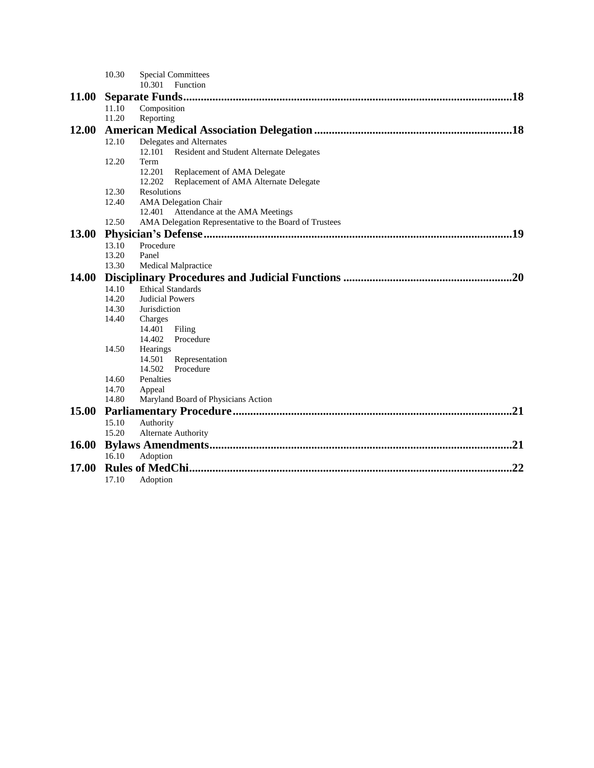10.30 Special Committees
- 10.301 Function

**11.00 Separate Funds....................18**
- 11.10 Composition
- 11.20 Reporting

**12.00 American Medical Association Delegation....................18**
- 12.10 Delegates and Alternates
  - 12.101 Resident and Student Alternate Delegates
- 12.20 Term
  - 12.201 Replacement of AMA Delegate
  - 12.202 Replacement of AMA Alternate Delegate
- 12.30 Resolutions
- 12.40 AMA Delegation Chair
  - 12.401 Attendance at the AMA Meetings
- 12.50 AMA Delegation Representative to the Board of Trustees

**13.00 Physician's Defense....................19**
- 13.10 Procedure
- 13.20 Panel
- 13.30 Medical Malpractice

**14.00 Disciplinary Procedures and Judicial Functions....................20**
- 14.10 Ethical Standards
- 14.20 Judicial Powers
- 14.30 Jurisdiction
- 14.40 Charges
  - 14.401 Filing
  - 14.402 Procedure
- 14.50 Hearings
  - 14.501 Representation
  - 14.502 Procedure
- 14.60 Penalties
- 14.70 Appeal
- 14.80 Maryland Board of Physicians Action

**15.00 Parliamentary Procedure....................21**
- 15.10 Authority
- 15.20 Alternate Authority

**16.00 Bylaws Amendments....................21**
- 16.10 Adoption

**17.00 Rules of MedChi....................22**
- 17.10 Adoption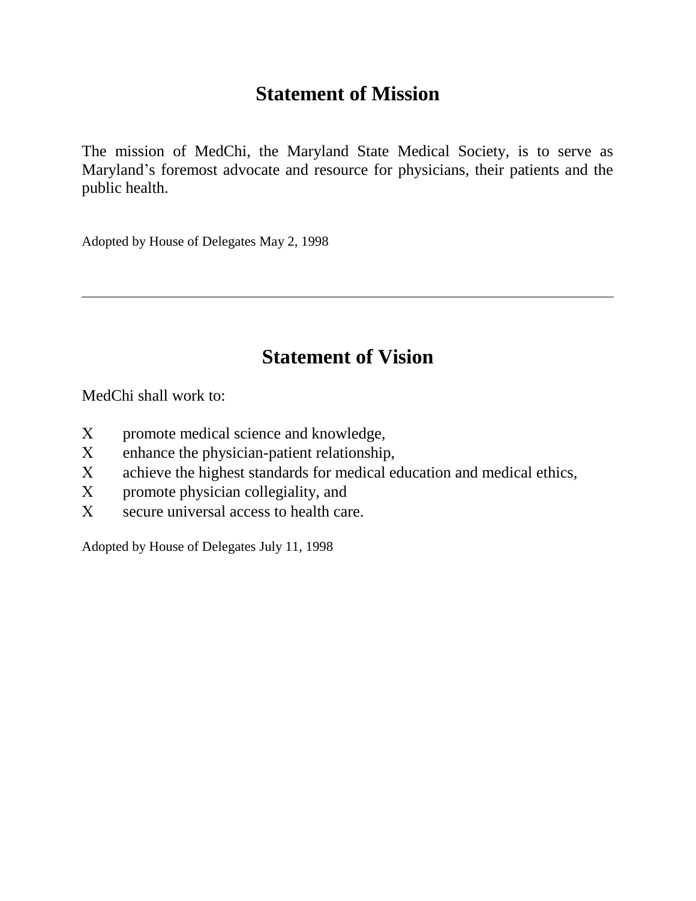# Statement of Mission

The mission of MedChi, the Maryland State Medical Society, is to serve as Maryland's foremost advocate and resource for physicians, their patients and the public health.

Adopted by House of Delegates May 2, 1998

---

# Statement of Vision

MedChi shall work to:

X promote medical science and knowledge,
X enhance the physician-patient relationship,
X achieve the highest standards for medical education and medical ethics,
X promote physician collegiality, and
X secure universal access to health care.

Adopted by House of Delegates July 11, 1998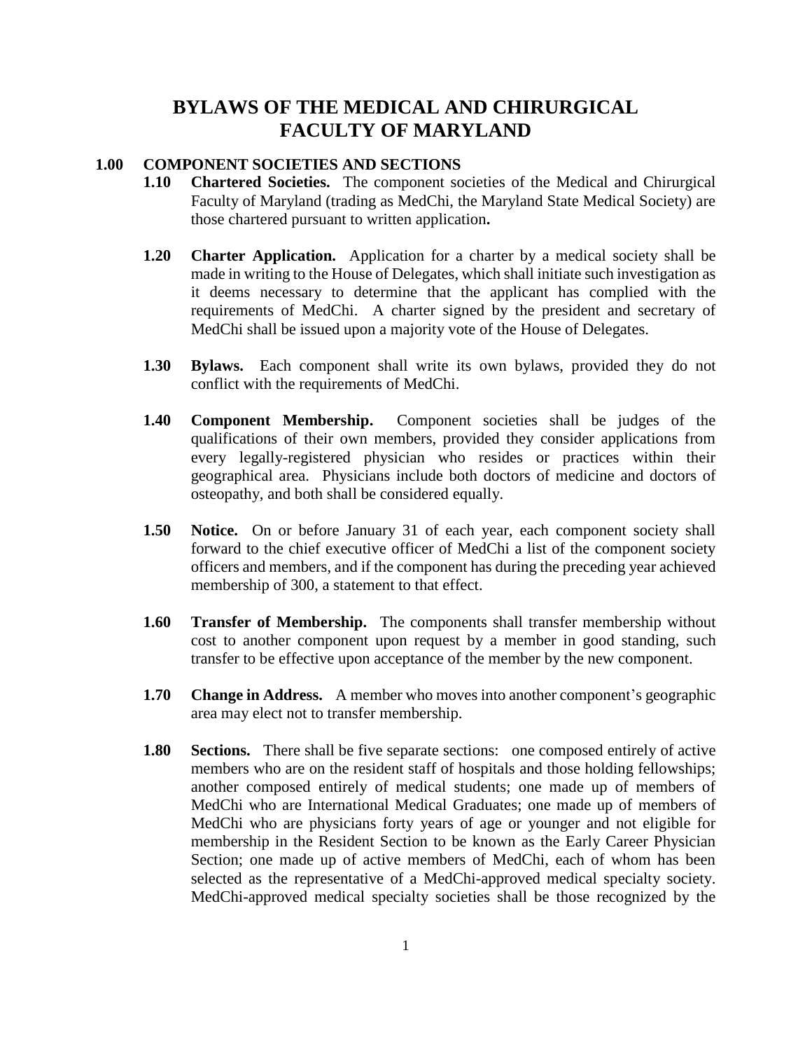# BYLAWS OF THE MEDICAL AND CHIRURGICAL FACULTY OF MARYLAND

## 1.00 COMPONENT SOCIETIES AND SECTIONS

**1.10 Chartered Societies.** The component societies of the Medical and Chirurgical Faculty of Maryland (trading as MedChi, the Maryland State Medical Society) are those chartered pursuant to written application**.**

**1.20 Charter Application.** Application for a charter by a medical society shall be made in writing to the House of Delegates, which shall initiate such investigation as it deems necessary to determine that the applicant has complied with the requirements of MedChi. A charter signed by the president and secretary of MedChi shall be issued upon a majority vote of the House of Delegates.

**1.30 Bylaws.** Each component shall write its own bylaws, provided they do not conflict with the requirements of MedChi.

**1.40 Component Membership.** Component societies shall be judges of the qualifications of their own members, provided they consider applications from every legally-registered physician who resides or practices within their geographical area. Physicians include both doctors of medicine and doctors of osteopathy, and both shall be considered equally.

**1.50 Notice.** On or before January 31 of each year, each component society shall forward to the chief executive officer of MedChi a list of the component society officers and members, and if the component has during the preceding year achieved membership of 300, a statement to that effect.

**1.60 Transfer of Membership.** The components shall transfer membership without cost to another component upon request by a member in good standing, such transfer to be effective upon acceptance of the member by the new component.

**1.70 Change in Address.** A member who moves into another component's geographic area may elect not to transfer membership.

**1.80 Sections.** There shall be five separate sections: one composed entirely of active members who are on the resident staff of hospitals and those holding fellowships; another composed entirely of medical students; one made up of members of MedChi who are International Medical Graduates; one made up of members of MedChi who are physicians forty years of age or younger and not eligible for membership in the Resident Section to be known as the Early Career Physician Section; one made up of active members of MedChi, each of whom has been selected as the representative of a MedChi-approved medical specialty society. MedChi-approved medical specialty societies shall be those recognized by the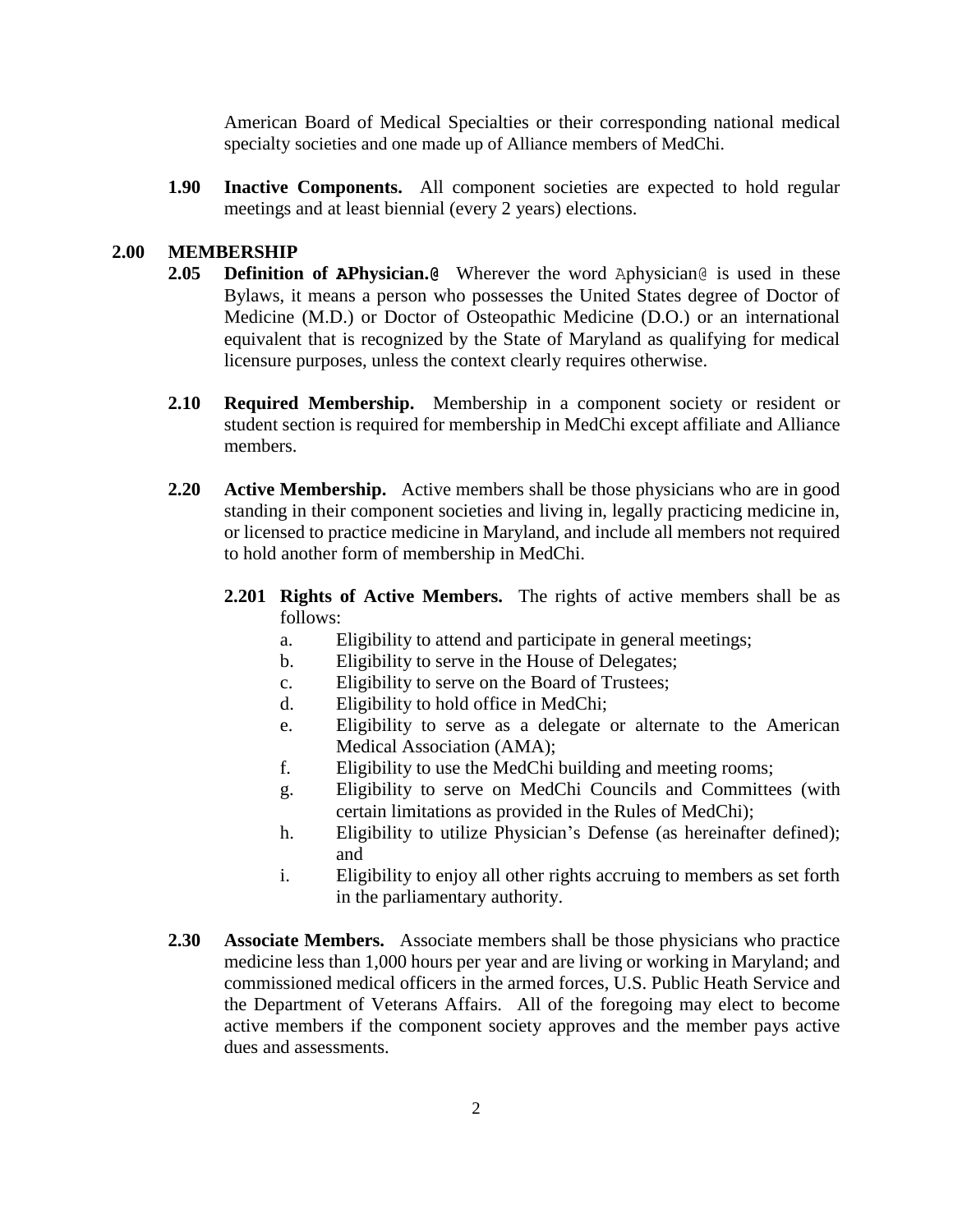American Board of Medical Specialties or their corresponding national medical specialty societies and one made up of Alliance members of MedChi.

**1.90 Inactive Components.** All component societies are expected to hold regular meetings and at least biennial (every 2 years) elections.

## 2.00 MEMBERSHIP

**2.05 Definition of APhysician.@** Wherever the word Aphysician@ is used in these Bylaws, it means a person who possesses the United States degree of Doctor of Medicine (M.D.) or Doctor of Osteopathic Medicine (D.O.) or an international equivalent that is recognized by the State of Maryland as qualifying for medical licensure purposes, unless the context clearly requires otherwise.

**2.10 Required Membership.** Membership in a component society or resident or student section is required for membership in MedChi except affiliate and Alliance members.

**2.20 Active Membership.** Active members shall be those physicians who are in good standing in their component societies and living in, legally practicing medicine in, or licensed to practice medicine in Maryland, and include all members not required to hold another form of membership in MedChi.

**2.201 Rights of Active Members.** The rights of active members shall be as follows:

a. Eligibility to attend and participate in general meetings;
b. Eligibility to serve in the House of Delegates;
c. Eligibility to serve on the Board of Trustees;
d. Eligibility to hold office in MedChi;
e. Eligibility to serve as a delegate or alternate to the American Medical Association (AMA);
f. Eligibility to use the MedChi building and meeting rooms;
g. Eligibility to serve on MedChi Councils and Committees (with certain limitations as provided in the Rules of MedChi);
h. Eligibility to utilize Physician's Defense (as hereinafter defined); and
i. Eligibility to enjoy all other rights accruing to members as set forth in the parliamentary authority.

**2.30 Associate Members.** Associate members shall be those physicians who practice medicine less than 1,000 hours per year and are living or working in Maryland; and commissioned medical officers in the armed forces, U.S. Public Heath Service and the Department of Veterans Affairs. All of the foregoing may elect to become active members if the component society approves and the member pays active dues and assessments.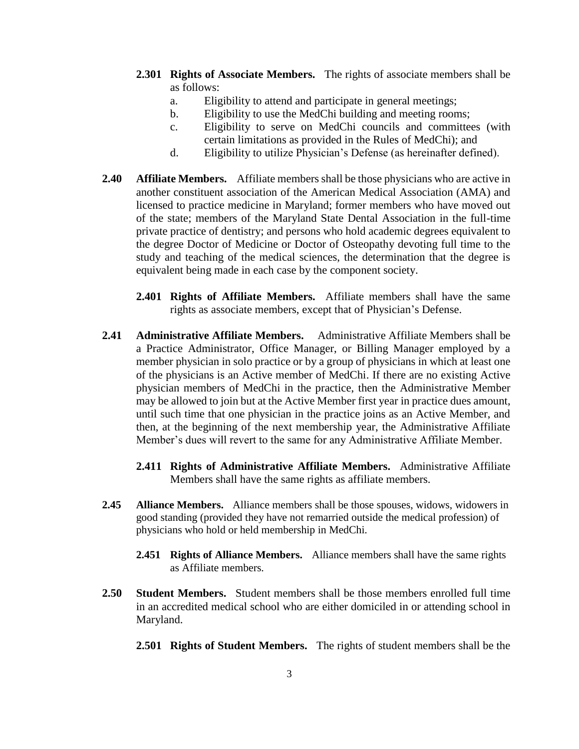**2.301 Rights of Associate Members.** The rights of associate members shall be as follows:

a. Eligibility to attend and participate in general meetings;
b. Eligibility to use the MedChi building and meeting rooms;
c. Eligibility to serve on MedChi councils and committees (with certain limitations as provided in the Rules of MedChi); and
d. Eligibility to utilize Physician's Defense (as hereinafter defined).

**2.40 Affiliate Members.** Affiliate members shall be those physicians who are active in another constituent association of the American Medical Association (AMA) and licensed to practice medicine in Maryland; former members who have moved out of the state; members of the Maryland State Dental Association in the full-time private practice of dentistry; and persons who hold academic degrees equivalent to the degree Doctor of Medicine or Doctor of Osteopathy devoting full time to the study and teaching of the medical sciences, the determination that the degree is equivalent being made in each case by the component society.

**2.401 Rights of Affiliate Members.** Affiliate members shall have the same rights as associate members, except that of Physician's Defense.

**2.41 Administrative Affiliate Members.** Administrative Affiliate Members shall be a Practice Administrator, Office Manager, or Billing Manager employed by a member physician in solo practice or by a group of physicians in which at least one of the physicians is an Active member of MedChi. If there are no existing Active physician members of MedChi in the practice, then the Administrative Member may be allowed to join but at the Active Member first year in practice dues amount, until such time that one physician in the practice joins as an Active Member, and then, at the beginning of the next membership year, the Administrative Affiliate Member's dues will revert to the same for any Administrative Affiliate Member.

**2.411 Rights of Administrative Affiliate Members.** Administrative Affiliate Members shall have the same rights as affiliate members.

**2.45 Alliance Members.** Alliance members shall be those spouses, widows, widowers in good standing (provided they have not remarried outside the medical profession) of physicians who hold or held membership in MedChi.

**2.451 Rights of Alliance Members.** Alliance members shall have the same rights as Affiliate members.

**2.50 Student Members.** Student members shall be those members enrolled full time in an accredited medical school who are either domiciled in or attending school in Maryland.

**2.501 Rights of Student Members.** The rights of student members shall be the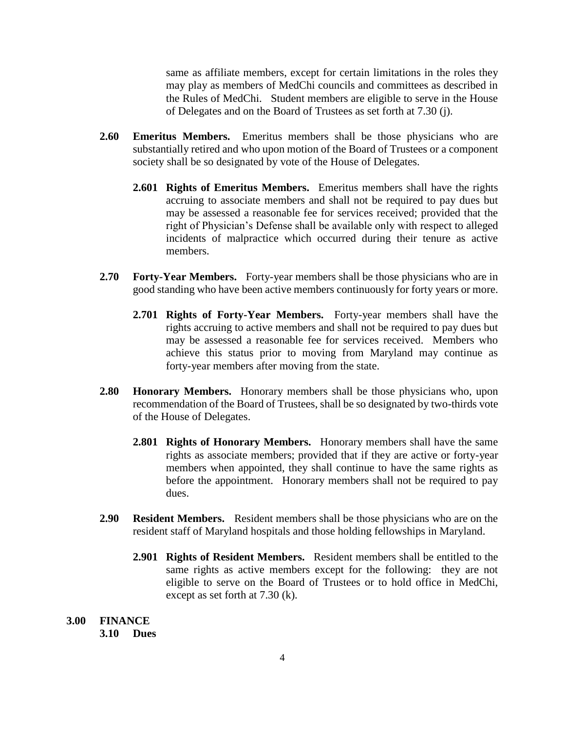same as affiliate members, except for certain limitations in the roles they may play as members of MedChi councils and committees as described in the Rules of MedChi. Student members are eligible to serve in the House of Delegates and on the Board of Trustees as set forth at 7.30 (j).

**2.60 Emeritus Members.** Emeritus members shall be those physicians who are substantially retired and who upon motion of the Board of Trustees or a component society shall be so designated by vote of the House of Delegates.

**2.601 Rights of Emeritus Members.** Emeritus members shall have the rights accruing to associate members and shall not be required to pay dues but may be assessed a reasonable fee for services received; provided that the right of Physician's Defense shall be available only with respect to alleged incidents of malpractice which occurred during their tenure as active members.

**2.70 Forty-Year Members.** Forty-year members shall be those physicians who are in good standing who have been active members continuously for forty years or more.

**2.701 Rights of Forty-Year Members.** Forty-year members shall have the rights accruing to active members and shall not be required to pay dues but may be assessed a reasonable fee for services received. Members who achieve this status prior to moving from Maryland may continue as forty-year members after moving from the state.

**2.80 Honorary Members.** Honorary members shall be those physicians who, upon recommendation of the Board of Trustees, shall be so designated by two-thirds vote of the House of Delegates.

**2.801 Rights of Honorary Members.** Honorary members shall have the same rights as associate members; provided that if they are active or forty-year members when appointed, they shall continue to have the same rights as before the appointment. Honorary members shall not be required to pay dues.

**2.90 Resident Members.** Resident members shall be those physicians who are on the resident staff of Maryland hospitals and those holding fellowships in Maryland.

**2.901 Rights of Resident Members.** Resident members shall be entitled to the same rights as active members except for the following: they are not eligible to serve on the Board of Trustees or to hold office in MedChi, except as set forth at 7.30 (k).

## 3.00 FINANCE

### 3.10 Dues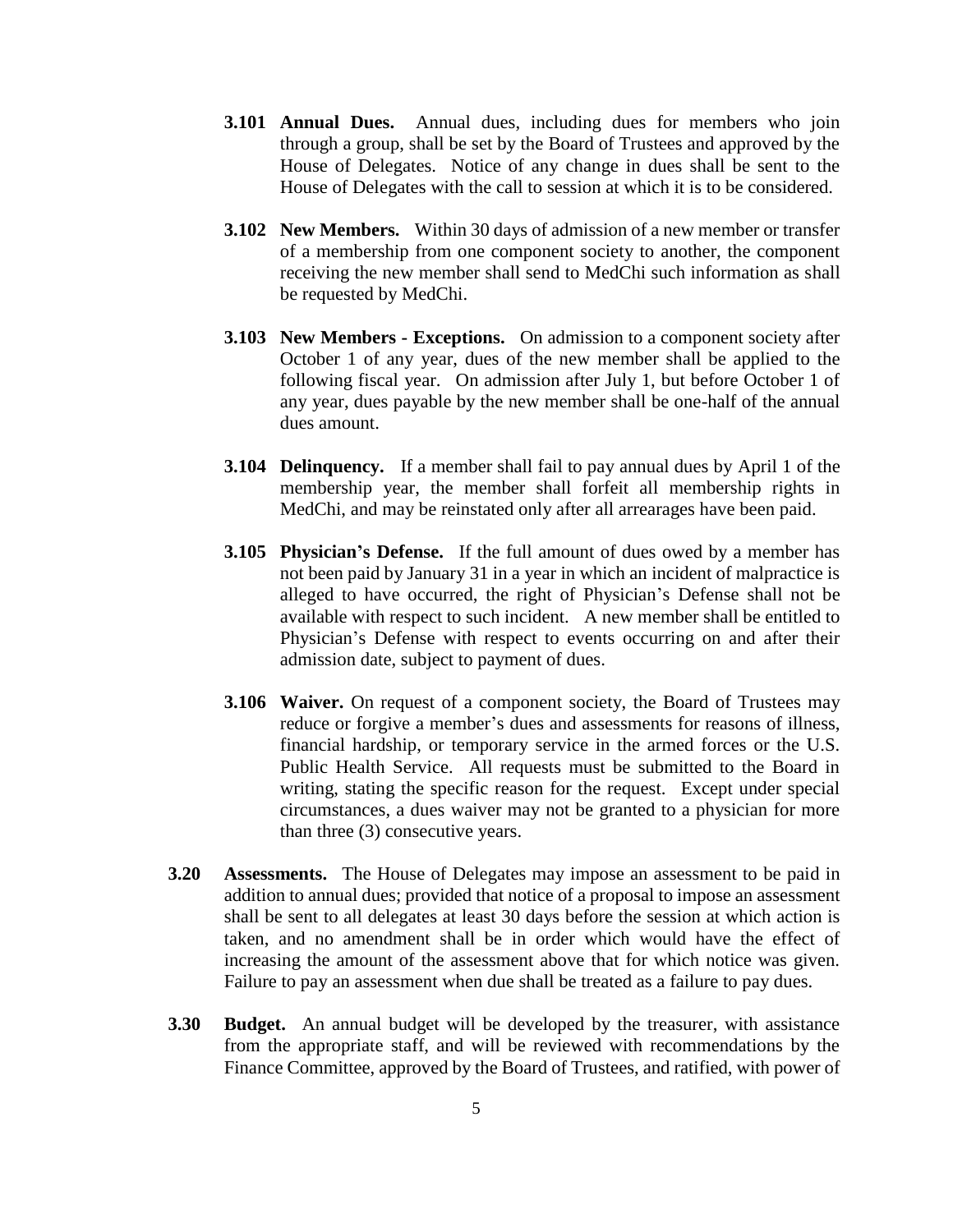**3.101 Annual Dues.** Annual dues, including dues for members who join through a group, shall be set by the Board of Trustees and approved by the House of Delegates. Notice of any change in dues shall be sent to the House of Delegates with the call to session at which it is to be considered.

**3.102 New Members.** Within 30 days of admission of a new member or transfer of a membership from one component society to another, the component receiving the new member shall send to MedChi such information as shall be requested by MedChi.

**3.103 New Members - Exceptions.** On admission to a component society after October 1 of any year, dues of the new member shall be applied to the following fiscal year. On admission after July 1, but before October 1 of any year, dues payable by the new member shall be one-half of the annual dues amount.

**3.104 Delinquency.** If a member shall fail to pay annual dues by April 1 of the membership year, the member shall forfeit all membership rights in MedChi, and may be reinstated only after all arrearages have been paid.

**3.105 Physician's Defense.** If the full amount of dues owed by a member has not been paid by January 31 in a year in which an incident of malpractice is alleged to have occurred, the right of Physician's Defense shall not be available with respect to such incident. A new member shall be entitled to Physician's Defense with respect to events occurring on and after their admission date, subject to payment of dues.

**3.106 Waiver.** On request of a component society, the Board of Trustees may reduce or forgive a member's dues and assessments for reasons of illness, financial hardship, or temporary service in the armed forces or the U.S. Public Health Service. All requests must be submitted to the Board in writing, stating the specific reason for the request. Except under special circumstances, a dues waiver may not be granted to a physician for more than three (3) consecutive years.

**3.20 Assessments.** The House of Delegates may impose an assessment to be paid in addition to annual dues; provided that notice of a proposal to impose an assessment shall be sent to all delegates at least 30 days before the session at which action is taken, and no amendment shall be in order which would have the effect of increasing the amount of the assessment above that for which notice was given. Failure to pay an assessment when due shall be treated as a failure to pay dues.

**3.30 Budget.** An annual budget will be developed by the treasurer, with assistance from the appropriate staff, and will be reviewed with recommendations by the Finance Committee, approved by the Board of Trustees, and ratified, with power of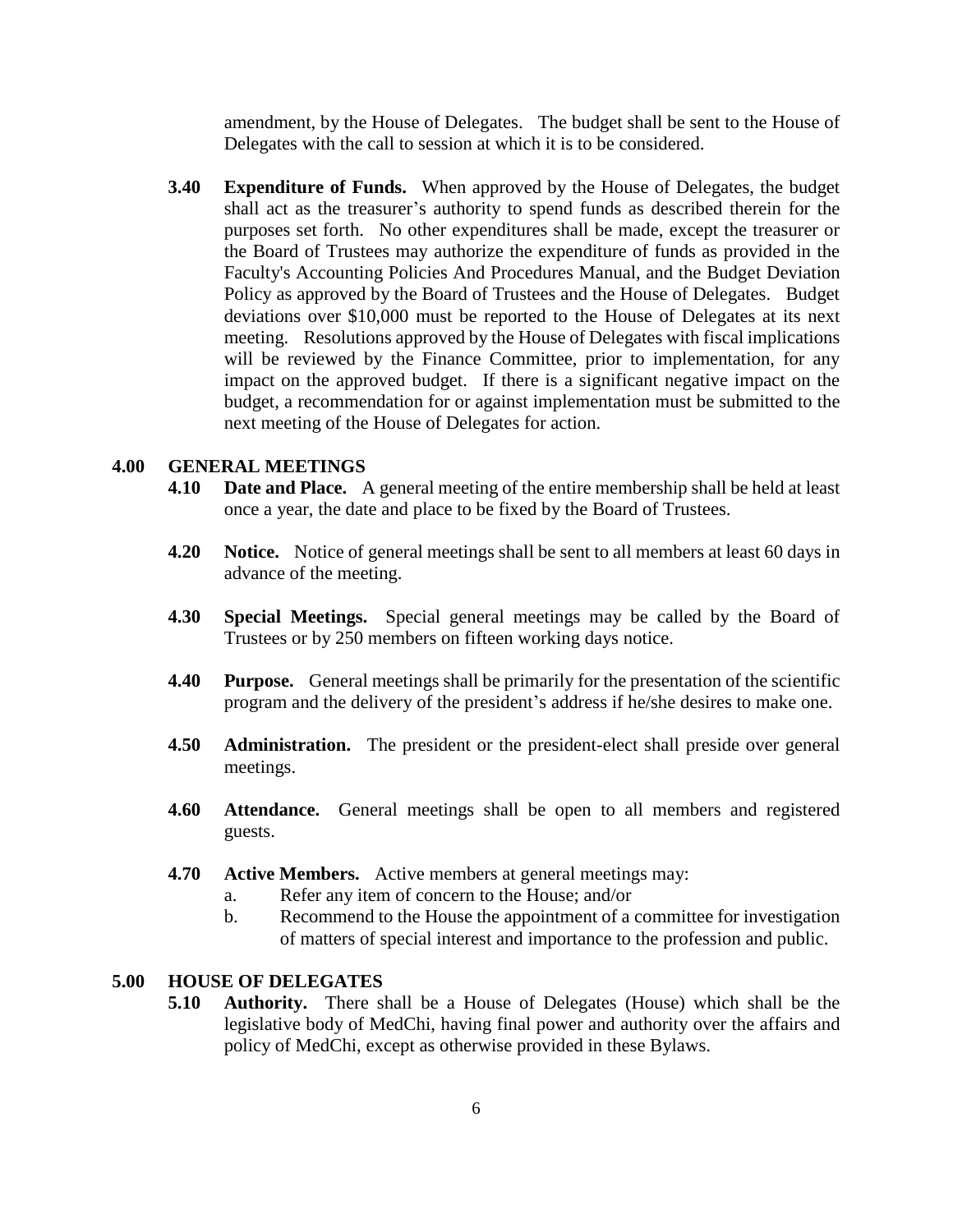amendment, by the House of Delegates. The budget shall be sent to the House of Delegates with the call to session at which it is to be considered.

**3.40 Expenditure of Funds.** When approved by the House of Delegates, the budget shall act as the treasurer's authority to spend funds as described therein for the purposes set forth. No other expenditures shall be made, except the treasurer or the Board of Trustees may authorize the expenditure of funds as provided in the Faculty's Accounting Policies And Procedures Manual, and the Budget Deviation Policy as approved by the Board of Trustees and the House of Delegates. Budget deviations over $10,000 must be reported to the House of Delegates at its next meeting. Resolutions approved by the House of Delegates with fiscal implications will be reviewed by the Finance Committee, prior to implementation, for any impact on the approved budget. If there is a significant negative impact on the budget, a recommendation for or against implementation must be submitted to the next meeting of the House of Delegates for action.

## 4.00 GENERAL MEETINGS

**4.10 Date and Place.** A general meeting of the entire membership shall be held at least once a year, the date and place to be fixed by the Board of Trustees.

**4.20 Notice.** Notice of general meetings shall be sent to all members at least 60 days in advance of the meeting.

**4.30 Special Meetings.** Special general meetings may be called by the Board of Trustees or by 250 members on fifteen working days notice.

**4.40 Purpose.** General meetings shall be primarily for the presentation of the scientific program and the delivery of the president's address if he/she desires to make one.

**4.50 Administration.** The president or the president-elect shall preside over general meetings.

**4.60 Attendance.** General meetings shall be open to all members and registered guests.

**4.70 Active Members.** Active members at general meetings may:

a. Refer any item of concern to the House; and/or

b. Recommend to the House the appointment of a committee for investigation of matters of special interest and importance to the profession and public.

## 5.00 HOUSE OF DELEGATES

**5.10 Authority.** There shall be a House of Delegates (House) which shall be the legislative body of MedChi, having final power and authority over the affairs and policy of MedChi, except as otherwise provided in these Bylaws.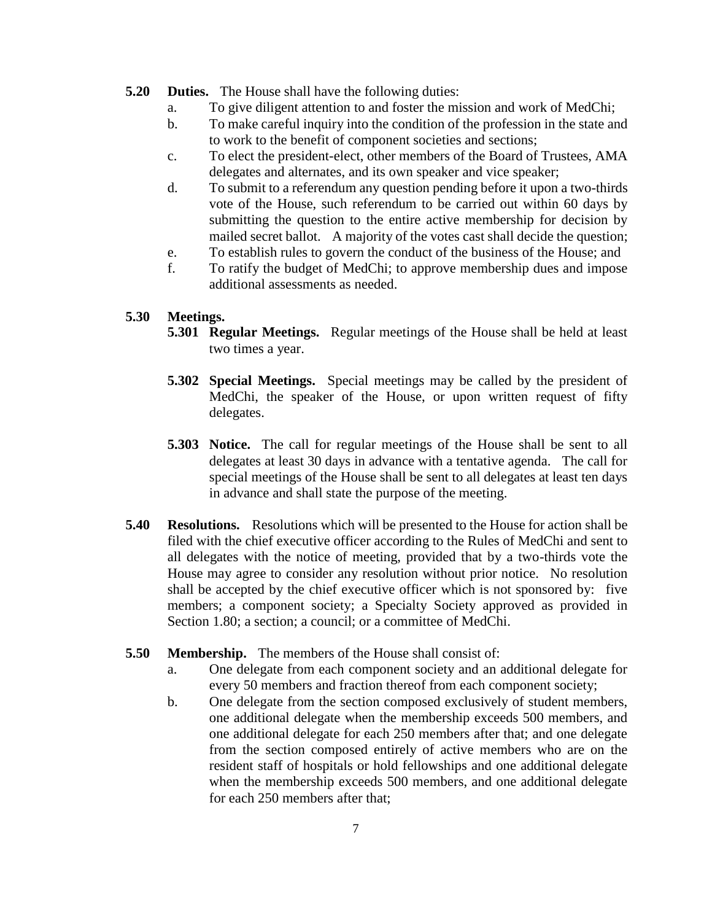**5.20 Duties.** The House shall have the following duties:

a. To give diligent attention to and foster the mission and work of MedChi;

b. To make careful inquiry into the condition of the profession in the state and to work to the benefit of component societies and sections;

c. To elect the president-elect, other members of the Board of Trustees, AMA delegates and alternates, and its own speaker and vice speaker;

d. To submit to a referendum any question pending before it upon a two-thirds vote of the House, such referendum to be carried out within 60 days by submitting the question to the entire active membership for decision by mailed secret ballot. A majority of the votes cast shall decide the question;

e. To establish rules to govern the conduct of the business of the House; and

f. To ratify the budget of MedChi; to approve membership dues and impose additional assessments as needed.

**5.30 Meetings.**

**5.301 Regular Meetings.** Regular meetings of the House shall be held at least two times a year.

**5.302 Special Meetings.** Special meetings may be called by the president of MedChi, the speaker of the House, or upon written request of fifty delegates.

**5.303 Notice.** The call for regular meetings of the House shall be sent to all delegates at least 30 days in advance with a tentative agenda. The call for special meetings of the House shall be sent to all delegates at least ten days in advance and shall state the purpose of the meeting.

**5.40 Resolutions.** Resolutions which will be presented to the House for action shall be filed with the chief executive officer according to the Rules of MedChi and sent to all delegates with the notice of meeting, provided that by a two-thirds vote the House may agree to consider any resolution without prior notice. No resolution shall be accepted by the chief executive officer which is not sponsored by: five members; a component society; a Specialty Society approved as provided in Section 1.80; a section; a council; or a committee of MedChi.

**5.50 Membership.** The members of the House shall consist of:

a. One delegate from each component society and an additional delegate for every 50 members and fraction thereof from each component society;

b. One delegate from the section composed exclusively of student members, one additional delegate when the membership exceeds 500 members, and one additional delegate for each 250 members after that; and one delegate from the section composed entirely of active members who are on the resident staff of hospitals or hold fellowships and one additional delegate when the membership exceeds 500 members, and one additional delegate for each 250 members after that;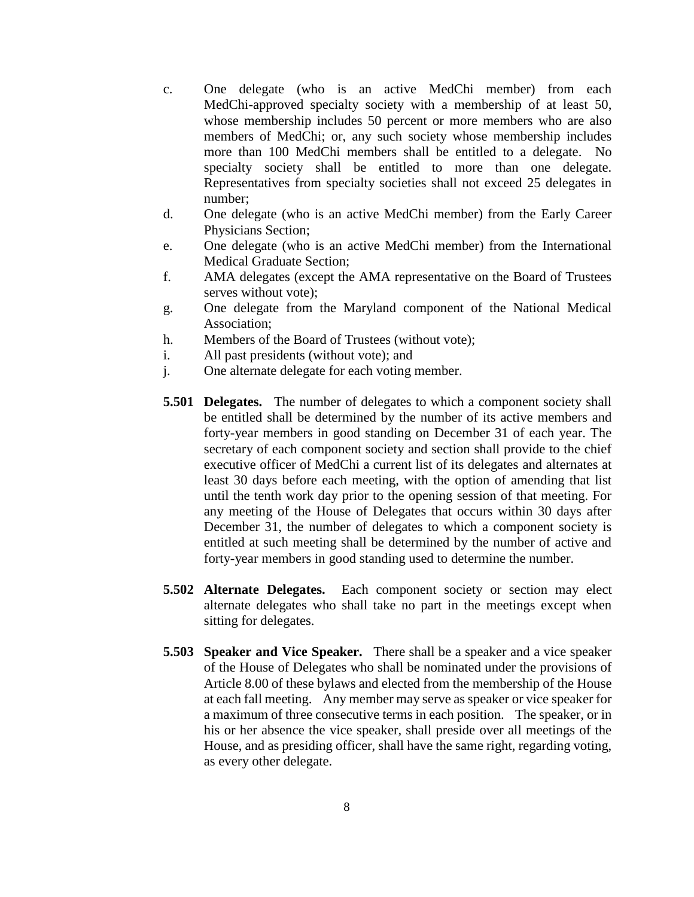c. One delegate (who is an active MedChi member) from each MedChi-approved specialty society with a membership of at least 50, whose membership includes 50 percent or more members who are also members of MedChi; or, any such society whose membership includes more than 100 MedChi members shall be entitled to a delegate. No specialty society shall be entitled to more than one delegate. Representatives from specialty societies shall not exceed 25 delegates in number;

d. One delegate (who is an active MedChi member) from the Early Career Physicians Section;

e. One delegate (who is an active MedChi member) from the International Medical Graduate Section;

f. AMA delegates (except the AMA representative on the Board of Trustees serves without vote);

g. One delegate from the Maryland component of the National Medical Association;

h. Members of the Board of Trustees (without vote);

i. All past presidents (without vote); and

j. One alternate delegate for each voting member.

**5.501 Delegates.** The number of delegates to which a component society shall be entitled shall be determined by the number of its active members and forty-year members in good standing on December 31 of each year. The secretary of each component society and section shall provide to the chief executive officer of MedChi a current list of its delegates and alternates at least 30 days before each meeting, with the option of amending that list until the tenth work day prior to the opening session of that meeting. For any meeting of the House of Delegates that occurs within 30 days after December 31, the number of delegates to which a component society is entitled at such meeting shall be determined by the number of active and forty-year members in good standing used to determine the number.

**5.502 Alternate Delegates.** Each component society or section may elect alternate delegates who shall take no part in the meetings except when sitting for delegates.

**5.503 Speaker and Vice Speaker.** There shall be a speaker and a vice speaker of the House of Delegates who shall be nominated under the provisions of Article 8.00 of these bylaws and elected from the membership of the House at each fall meeting. Any member may serve as speaker or vice speaker for a maximum of three consecutive terms in each position. The speaker, or in his or her absence the vice speaker, shall preside over all meetings of the House, and as presiding officer, shall have the same right, regarding voting, as every other delegate.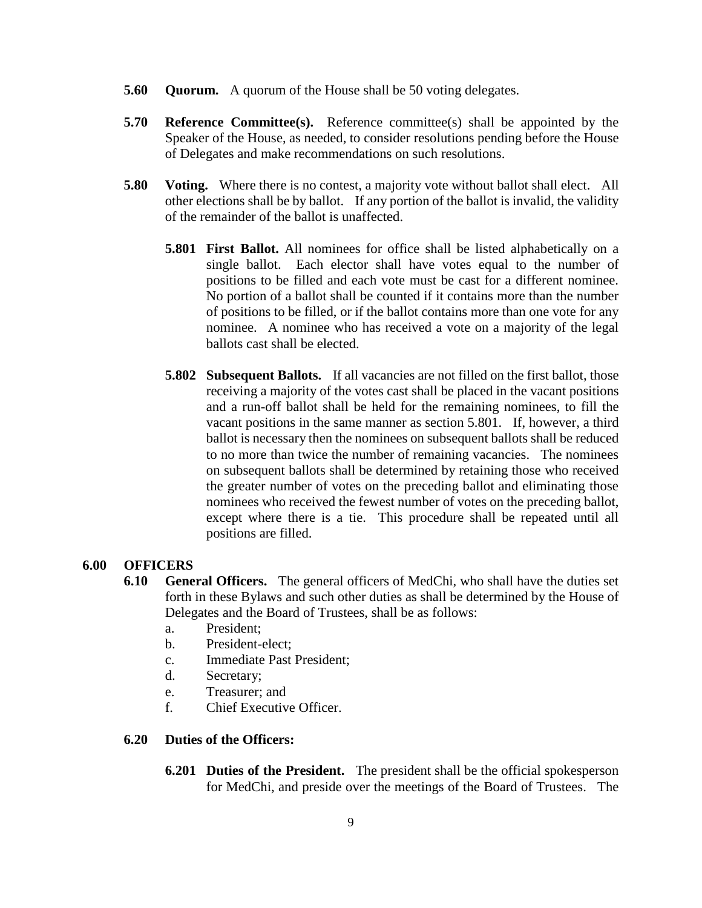**5.60 Quorum.** A quorum of the House shall be 50 voting delegates.

**5.70 Reference Committee(s).** Reference committee(s) shall be appointed by the Speaker of the House, as needed, to consider resolutions pending before the House of Delegates and make recommendations on such resolutions.

**5.80 Voting.** Where there is no contest, a majority vote without ballot shall elect. All other elections shall be by ballot. If any portion of the ballot is invalid, the validity of the remainder of the ballot is unaffected.

**5.801 First Ballot.** All nominees for office shall be listed alphabetically on a single ballot. Each elector shall have votes equal to the number of positions to be filled and each vote must be cast for a different nominee. No portion of a ballot shall be counted if it contains more than the number of positions to be filled, or if the ballot contains more than one vote for any nominee. A nominee who has received a vote on a majority of the legal ballots cast shall be elected.

**5.802 Subsequent Ballots.** If all vacancies are not filled on the first ballot, those receiving a majority of the votes cast shall be placed in the vacant positions and a run-off ballot shall be held for the remaining nominees, to fill the vacant positions in the same manner as section 5.801. If, however, a third ballot is necessary then the nominees on subsequent ballots shall be reduced to no more than twice the number of remaining vacancies. The nominees on subsequent ballots shall be determined by retaining those who received the greater number of votes on the preceding ballot and eliminating those nominees who received the fewest number of votes on the preceding ballot, except where there is a tie. This procedure shall be repeated until all positions are filled.

## 6.00 OFFICERS

**6.10 General Officers.** The general officers of MedChi, who shall have the duties set forth in these Bylaws and such other duties as shall be determined by the House of Delegates and the Board of Trustees, shall be as follows:

a. President;
b. President-elect;
c. Immediate Past President;
d. Secretary;
e. Treasurer; and
f. Chief Executive Officer.

**6.20 Duties of the Officers:**

**6.201 Duties of the President.** The president shall be the official spokesperson for MedChi, and preside over the meetings of the Board of Trustees. The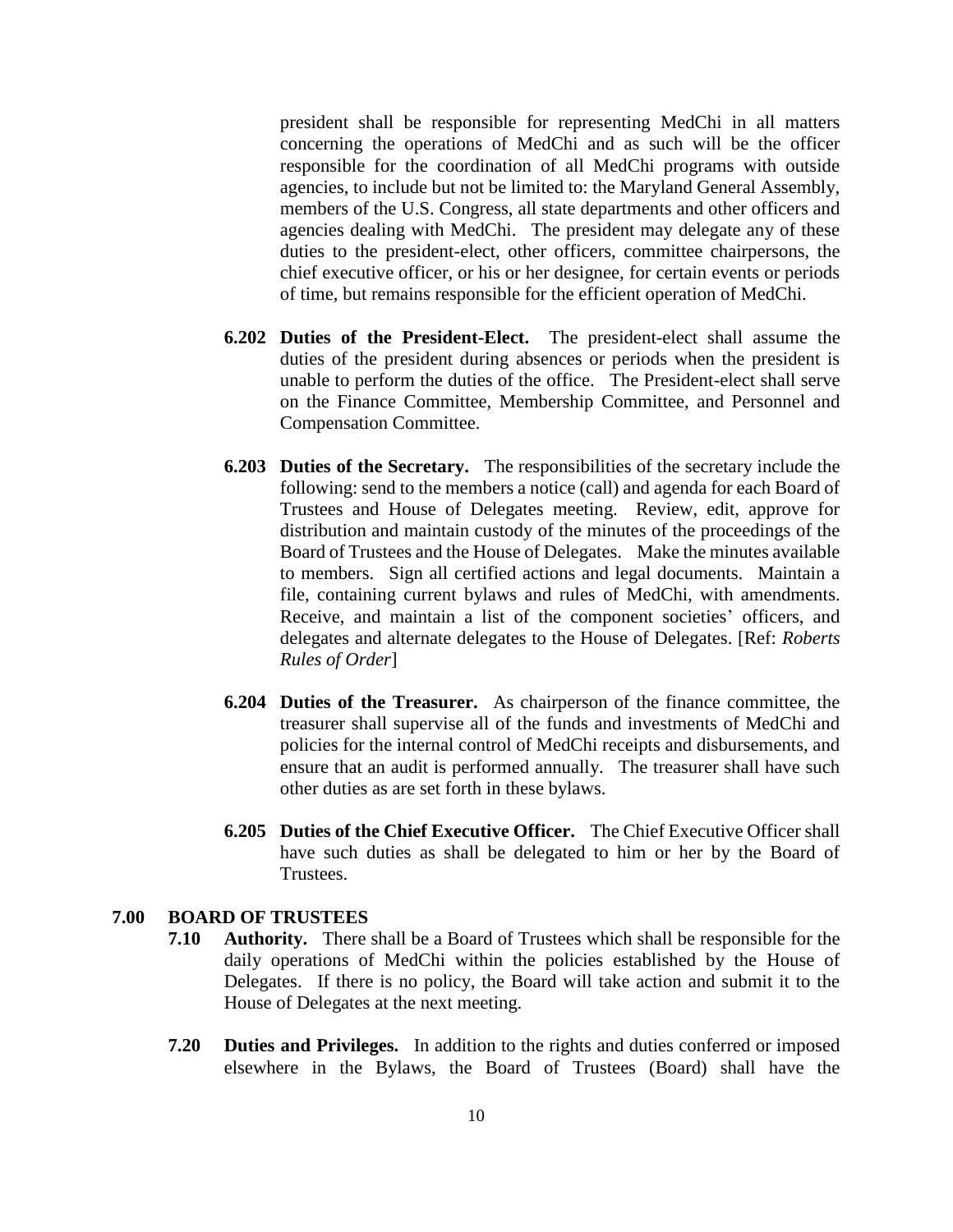president shall be responsible for representing MedChi in all matters concerning the operations of MedChi and as such will be the officer responsible for the coordination of all MedChi programs with outside agencies, to include but not be limited to: the Maryland General Assembly, members of the U.S. Congress, all state departments and other officers and agencies dealing with MedChi. The president may delegate any of these duties to the president-elect, other officers, committee chairpersons, the chief executive officer, or his or her designee, for certain events or periods of time, but remains responsible for the efficient operation of MedChi.

**6.202 Duties of the President-Elect.** The president-elect shall assume the duties of the president during absences or periods when the president is unable to perform the duties of the office. The President-elect shall serve on the Finance Committee, Membership Committee, and Personnel and Compensation Committee.

**6.203 Duties of the Secretary.** The responsibilities of the secretary include the following: send to the members a notice (call) and agenda for each Board of Trustees and House of Delegates meeting. Review, edit, approve for distribution and maintain custody of the minutes of the proceedings of the Board of Trustees and the House of Delegates. Make the minutes available to members. Sign all certified actions and legal documents. Maintain a file, containing current bylaws and rules of MedChi, with amendments. Receive, and maintain a list of the component societies' officers, and delegates and alternate delegates to the House of Delegates. [Ref: *Roberts Rules of Order*]

**6.204 Duties of the Treasurer.** As chairperson of the finance committee, the treasurer shall supervise all of the funds and investments of MedChi and policies for the internal control of MedChi receipts and disbursements, and ensure that an audit is performed annually. The treasurer shall have such other duties as are set forth in these bylaws.

**6.205 Duties of the Chief Executive Officer.** The Chief Executive Officer shall have such duties as shall be delegated to him or her by the Board of Trustees.

## 7.00 BOARD OF TRUSTEES

**7.10 Authority.** There shall be a Board of Trustees which shall be responsible for the daily operations of MedChi within the policies established by the House of Delegates. If there is no policy, the Board will take action and submit it to the House of Delegates at the next meeting.

**7.20 Duties and Privileges.** In addition to the rights and duties conferred or imposed elsewhere in the Bylaws, the Board of Trustees (Board) shall have the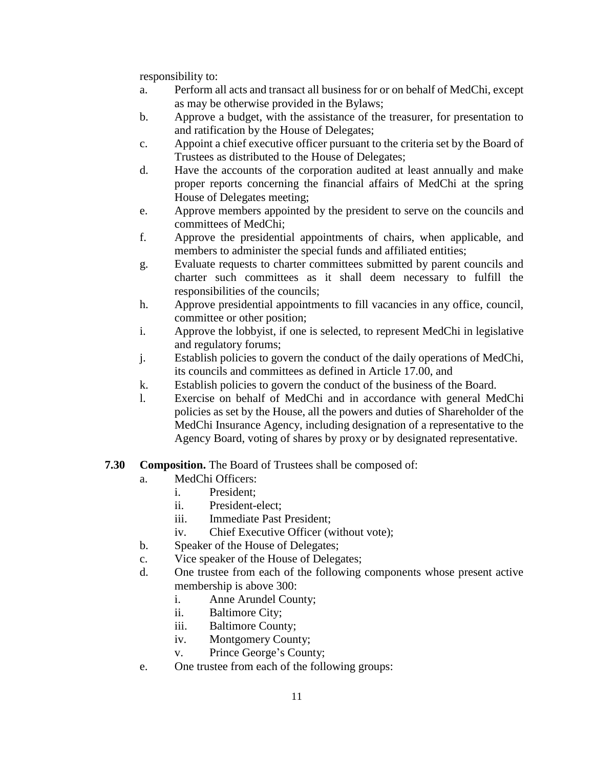responsibility to:

a. Perform all acts and transact all business for or on behalf of MedChi, except as may be otherwise provided in the Bylaws;
b. Approve a budget, with the assistance of the treasurer, for presentation to and ratification by the House of Delegates;
c. Appoint a chief executive officer pursuant to the criteria set by the Board of Trustees as distributed to the House of Delegates;
d. Have the accounts of the corporation audited at least annually and make proper reports concerning the financial affairs of MedChi at the spring House of Delegates meeting;
e. Approve members appointed by the president to serve on the councils and committees of MedChi;
f. Approve the presidential appointments of chairs, when applicable, and members to administer the special funds and affiliated entities;
g. Evaluate requests to charter committees submitted by parent councils and charter such committees as it shall deem necessary to fulfill the responsibilities of the councils;
h. Approve presidential appointments to fill vacancies in any office, council, committee or other position;
i. Approve the lobbyist, if one is selected, to represent MedChi in legislative and regulatory forums;
j. Establish policies to govern the conduct of the daily operations of MedChi, its councils and committees as defined in Article 17.00, and
k. Establish policies to govern the conduct of the business of the Board.
l. Exercise on behalf of MedChi and in accordance with general MedChi policies as set by the House, all the powers and duties of Shareholder of the MedChi Insurance Agency, including designation of a representative to the Agency Board, voting of shares by proxy or by designated representative.

**7.30 Composition.** The Board of Trustees shall be composed of:

a. MedChi Officers:
   i. President;
   ii. President-elect;
   iii. Immediate Past President;
   iv. Chief Executive Officer (without vote);
b. Speaker of the House of Delegates;
c. Vice speaker of the House of Delegates;
d. One trustee from each of the following components whose present active membership is above 300:
   i. Anne Arundel County;
   ii. Baltimore City;
   iii. Baltimore County;
   iv. Montgomery County;
   v. Prince George's County;
e. One trustee from each of the following groups: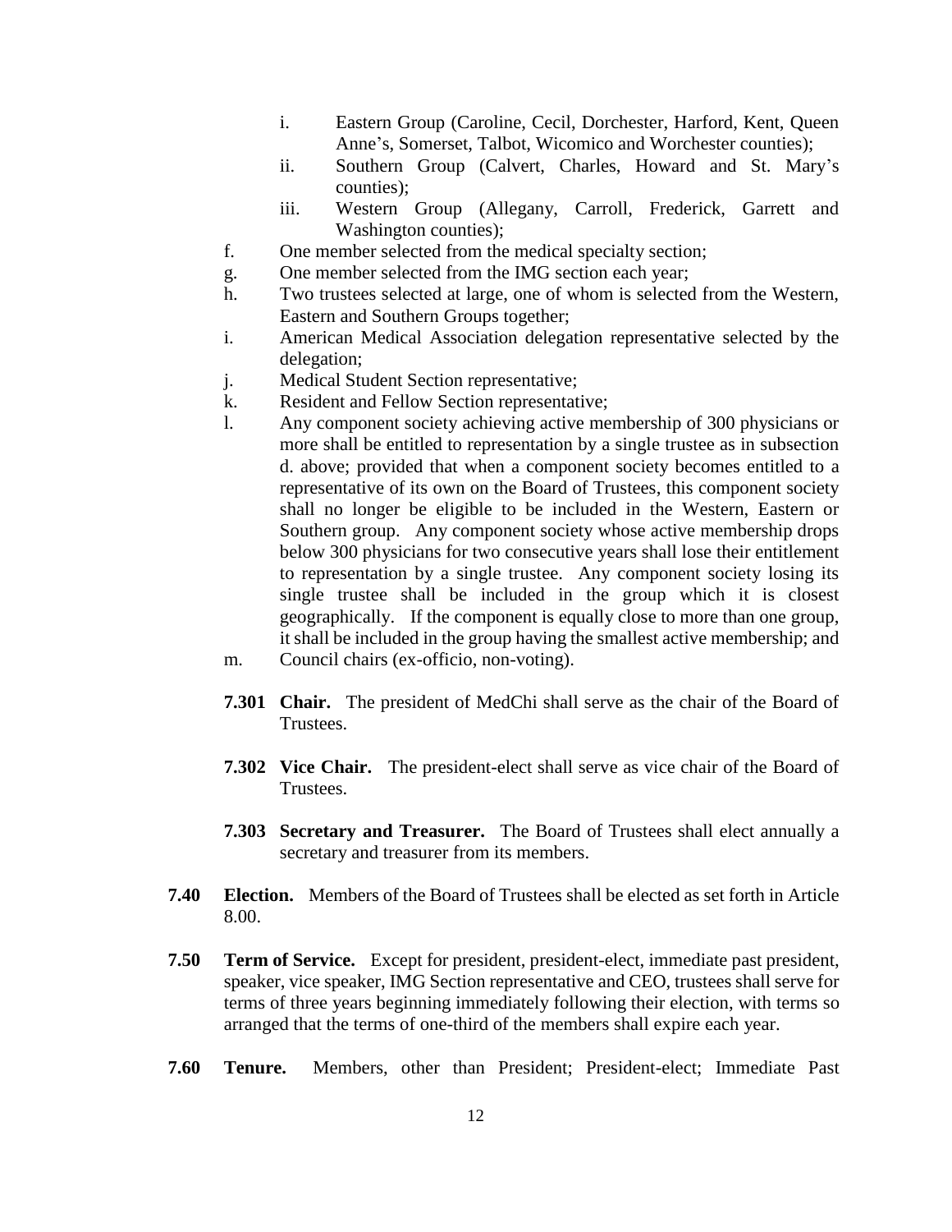i. Eastern Group (Caroline, Cecil, Dorchester, Harford, Kent, Queen Anne's, Somerset, Talbot, Wicomico and Worchester counties);
   ii. Southern Group (Calvert, Charles, Howard and St. Mary's counties);
   iii. Western Group (Allegany, Carroll, Frederick, Garrett and Washington counties);

f. One member selected from the medical specialty section;

g. One member selected from the IMG section each year;

h. Two trustees selected at large, one of whom is selected from the Western, Eastern and Southern Groups together;

i. American Medical Association delegation representative selected by the delegation;

j. Medical Student Section representative;

k. Resident and Fellow Section representative;

l. Any component society achieving active membership of 300 physicians or more shall be entitled to representation by a single trustee as in subsection d. above; provided that when a component society becomes entitled to a representative of its own on the Board of Trustees, this component society shall no longer be eligible to be included in the Western, Eastern or Southern group. Any component society whose active membership drops below 300 physicians for two consecutive years shall lose their entitlement to representation by a single trustee. Any component society losing its single trustee shall be included in the group which it is closest geographically. If the component is equally close to more than one group, it shall be included in the group having the smallest active membership; and

m. Council chairs (ex-officio, non-voting).

**7.301 Chair.** The president of MedChi shall serve as the chair of the Board of Trustees.

**7.302 Vice Chair.** The president-elect shall serve as vice chair of the Board of Trustees.

**7.303 Secretary and Treasurer.** The Board of Trustees shall elect annually a secretary and treasurer from its members.

**7.40 Election.** Members of the Board of Trustees shall be elected as set forth in Article 8.00.

**7.50 Term of Service.** Except for president, president-elect, immediate past president, speaker, vice speaker, IMG Section representative and CEO, trustees shall serve for terms of three years beginning immediately following their election, with terms so arranged that the terms of one-third of the members shall expire each year.

**7.60 Tenure.** Members, other than President; President-elect; Immediate Past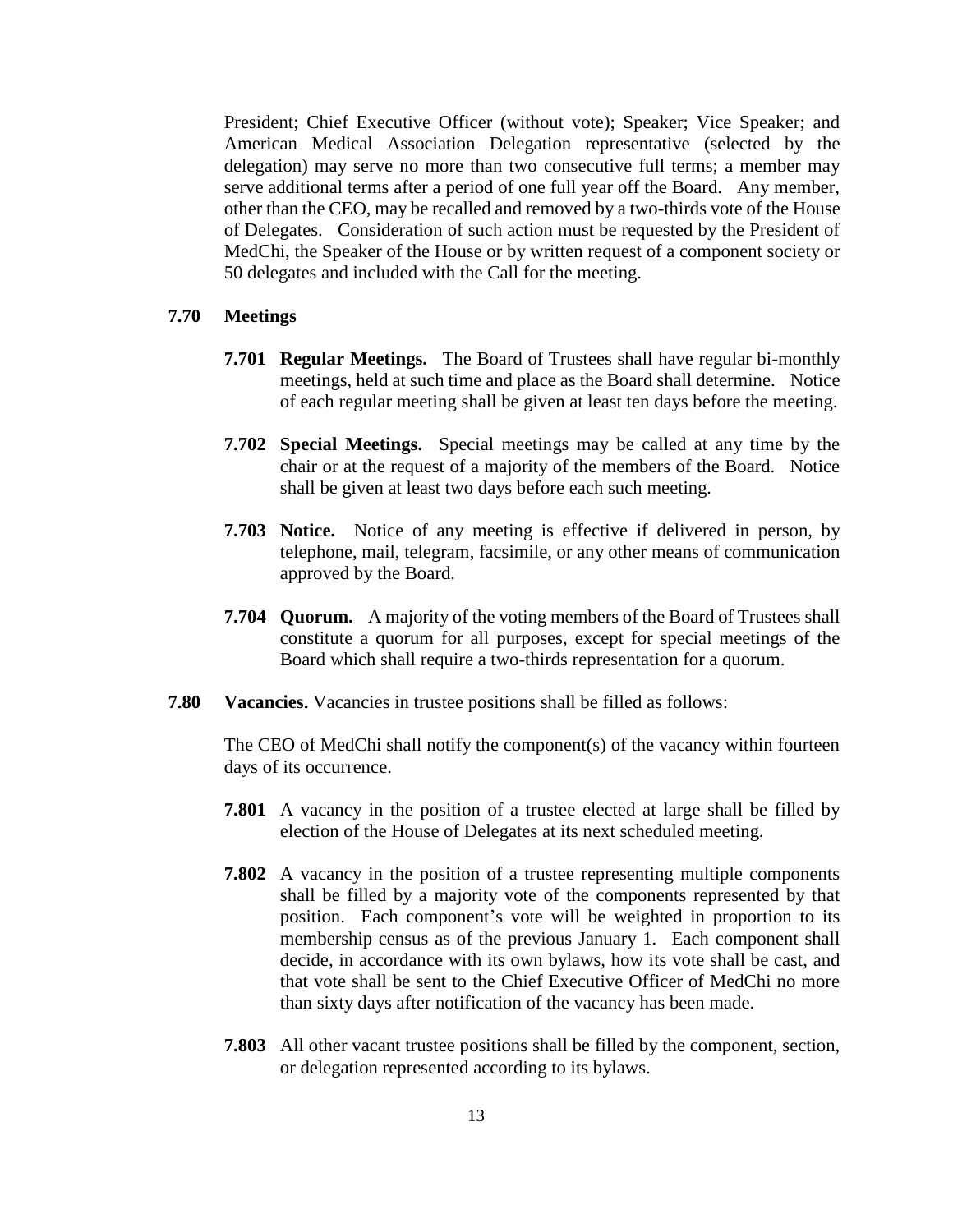President; Chief Executive Officer (without vote); Speaker; Vice Speaker; and American Medical Association Delegation representative (selected by the delegation) may serve no more than two consecutive full terms; a member may serve additional terms after a period of one full year off the Board. Any member, other than the CEO, may be recalled and removed by a two-thirds vote of the House of Delegates. Consideration of such action must be requested by the President of MedChi, the Speaker of the House or by written request of a component society or 50 delegates and included with the Call for the meeting.

**7.70 Meetings**

**7.701 Regular Meetings.** The Board of Trustees shall have regular bi-monthly meetings, held at such time and place as the Board shall determine. Notice of each regular meeting shall be given at least ten days before the meeting.

**7.702 Special Meetings.** Special meetings may be called at any time by the chair or at the request of a majority of the members of the Board. Notice shall be given at least two days before each such meeting.

**7.703 Notice.** Notice of any meeting is effective if delivered in person, by telephone, mail, telegram, facsimile, or any other means of communication approved by the Board.

**7.704 Quorum.** A majority of the voting members of the Board of Trustees shall constitute a quorum for all purposes, except for special meetings of the Board which shall require a two-thirds representation for a quorum.

**7.80 Vacancies.** Vacancies in trustee positions shall be filled as follows:

The CEO of MedChi shall notify the component(s) of the vacancy within fourteen days of its occurrence.

**7.801** A vacancy in the position of a trustee elected at large shall be filled by election of the House of Delegates at its next scheduled meeting.

**7.802** A vacancy in the position of a trustee representing multiple components shall be filled by a majority vote of the components represented by that position. Each component's vote will be weighted in proportion to its membership census as of the previous January 1. Each component shall decide, in accordance with its own bylaws, how its vote shall be cast, and that vote shall be sent to the Chief Executive Officer of MedChi no more than sixty days after notification of the vacancy has been made.

**7.803** All other vacant trustee positions shall be filled by the component, section, or delegation represented according to its bylaws.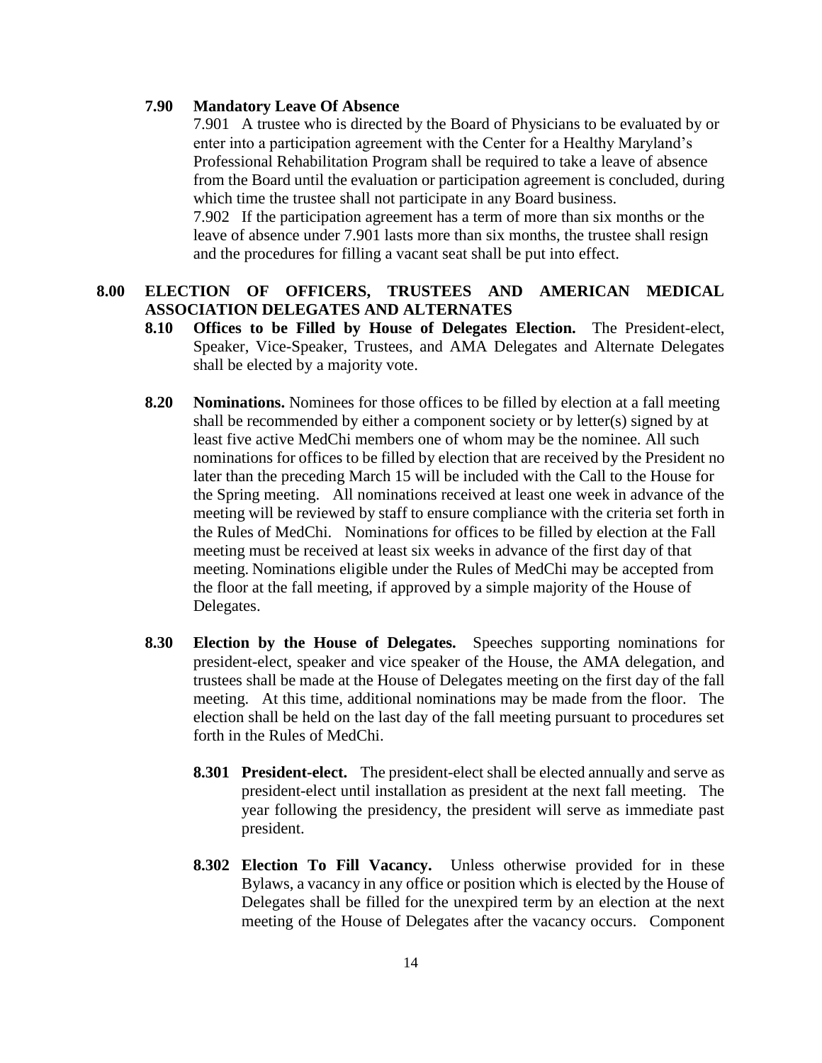**7.90 Mandatory Leave Of Absence**

7.901 A trustee who is directed by the Board of Physicians to be evaluated by or enter into a participation agreement with the Center for a Healthy Maryland's Professional Rehabilitation Program shall be required to take a leave of absence from the Board until the evaluation or participation agreement is concluded, during which time the trustee shall not participate in any Board business.

7.902 If the participation agreement has a term of more than six months or the leave of absence under 7.901 lasts more than six months, the trustee shall resign and the procedures for filling a vacant seat shall be put into effect.

## 8.00 ELECTION OF OFFICERS, TRUSTEES AND AMERICAN MEDICAL ASSOCIATION DELEGATES AND ALTERNATES

**8.10 Offices to be Filled by House of Delegates Election.** The President-elect, Speaker, Vice-Speaker, Trustees, and AMA Delegates and Alternate Delegates shall be elected by a majority vote.

**8.20 Nominations.** Nominees for those offices to be filled by election at a fall meeting shall be recommended by either a component society or by letter(s) signed by at least five active MedChi members one of whom may be the nominee. All such nominations for offices to be filled by election that are received by the President no later than the preceding March 15 will be included with the Call to the House for the Spring meeting. All nominations received at least one week in advance of the meeting will be reviewed by staff to ensure compliance with the criteria set forth in the Rules of MedChi. Nominations for offices to be filled by election at the Fall meeting must be received at least six weeks in advance of the first day of that meeting. Nominations eligible under the Rules of MedChi may be accepted from the floor at the fall meeting, if approved by a simple majority of the House of Delegates.

**8.30 Election by the House of Delegates.** Speeches supporting nominations for president-elect, speaker and vice speaker of the House, the AMA delegation, and trustees shall be made at the House of Delegates meeting on the first day of the fall meeting. At this time, additional nominations may be made from the floor. The election shall be held on the last day of the fall meeting pursuant to procedures set forth in the Rules of MedChi.

**8.301 President-elect.** The president-elect shall be elected annually and serve as president-elect until installation as president at the next fall meeting. The year following the presidency, the president will serve as immediate past president.

**8.302 Election To Fill Vacancy.** Unless otherwise provided for in these Bylaws, a vacancy in any office or position which is elected by the House of Delegates shall be filled for the unexpired term by an election at the next meeting of the House of Delegates after the vacancy occurs. Component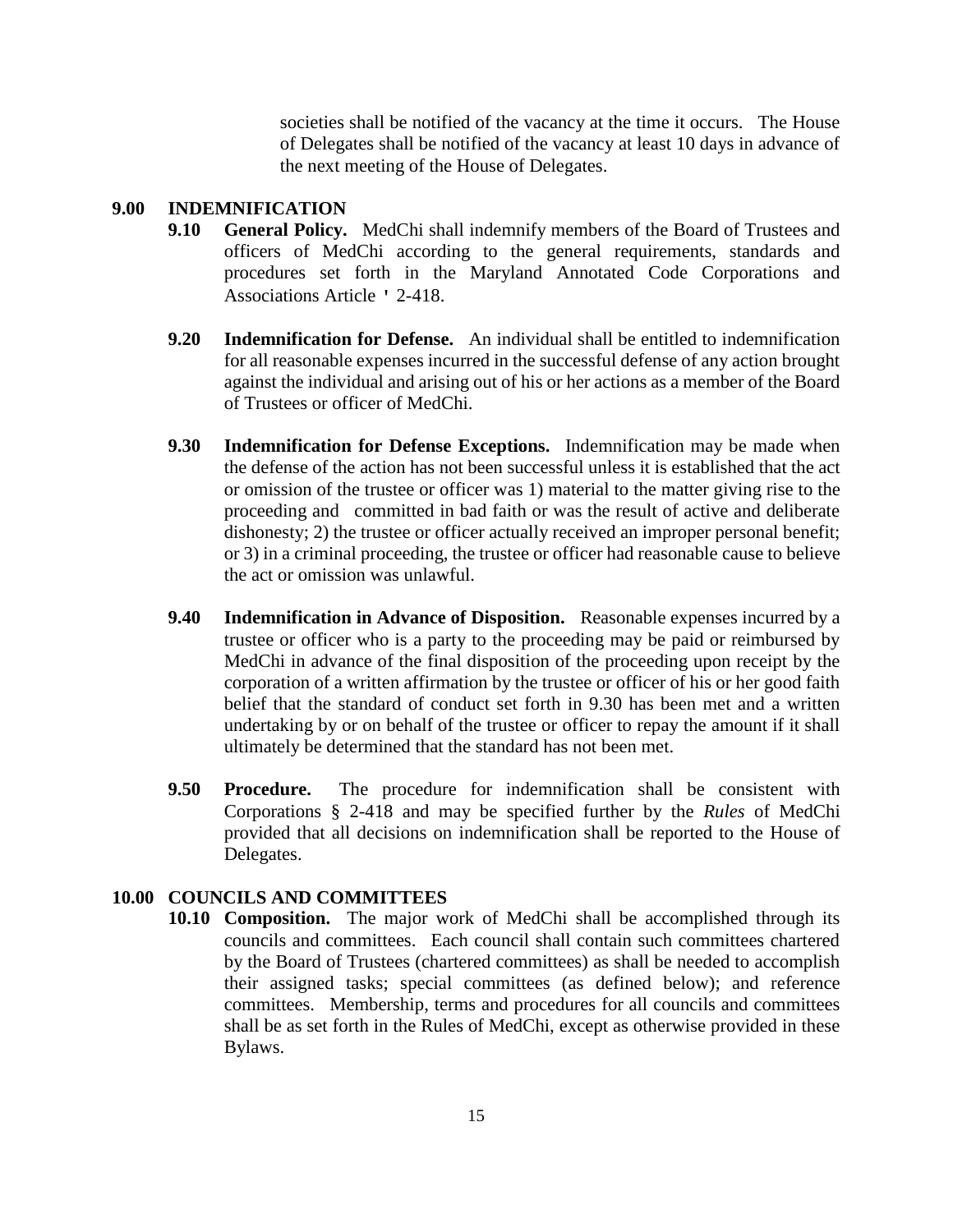societies shall be notified of the vacancy at the time it occurs. The House of Delegates shall be notified of the vacancy at least 10 days in advance of the next meeting of the House of Delegates.

## 9.00 INDEMNIFICATION

**9.10 General Policy.** MedChi shall indemnify members of the Board of Trustees and officers of MedChi according to the general requirements, standards and procedures set forth in the Maryland Annotated Code Corporations and Associations Article ' 2-418.

**9.20 Indemnification for Defense.** An individual shall be entitled to indemnification for all reasonable expenses incurred in the successful defense of any action brought against the individual and arising out of his or her actions as a member of the Board of Trustees or officer of MedChi.

**9.30 Indemnification for Defense Exceptions.** Indemnification may be made when the defense of the action has not been successful unless it is established that the act or omission of the trustee or officer was 1) material to the matter giving rise to the proceeding and committed in bad faith or was the result of active and deliberate dishonesty; 2) the trustee or officer actually received an improper personal benefit; or 3) in a criminal proceeding, the trustee or officer had reasonable cause to believe the act or omission was unlawful.

**9.40 Indemnification in Advance of Disposition.** Reasonable expenses incurred by a trustee or officer who is a party to the proceeding may be paid or reimbursed by MedChi in advance of the final disposition of the proceeding upon receipt by the corporation of a written affirmation by the trustee or officer of his or her good faith belief that the standard of conduct set forth in 9.30 has been met and a written undertaking by or on behalf of the trustee or officer to repay the amount if it shall ultimately be determined that the standard has not been met.

**9.50 Procedure.** The procedure for indemnification shall be consistent with Corporations § 2-418 and may be specified further by the *Rules* of MedChi provided that all decisions on indemnification shall be reported to the House of Delegates.

## 10.00 COUNCILS AND COMMITTEES

**10.10 Composition.** The major work of MedChi shall be accomplished through its councils and committees. Each council shall contain such committees chartered by the Board of Trustees (chartered committees) as shall be needed to accomplish their assigned tasks; special committees (as defined below); and reference committees. Membership, terms and procedures for all councils and committees shall be as set forth in the Rules of MedChi, except as otherwise provided in these Bylaws.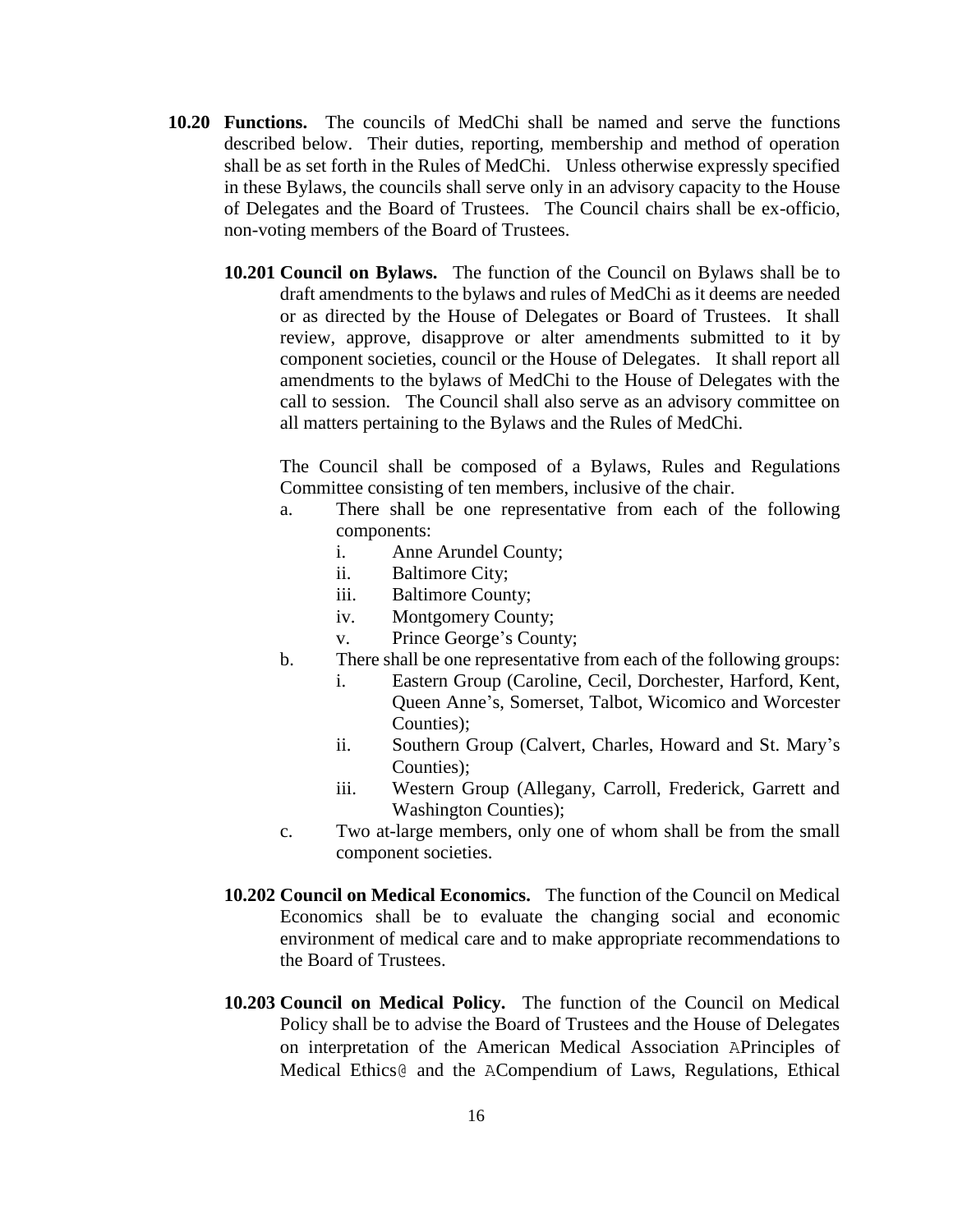**10.20 Functions.** The councils of MedChi shall be named and serve the functions described below. Their duties, reporting, membership and method of operation shall be as set forth in the Rules of MedChi. Unless otherwise expressly specified in these Bylaws, the councils shall serve only in an advisory capacity to the House of Delegates and the Board of Trustees. The Council chairs shall be ex-officio, non-voting members of the Board of Trustees.

**10.201 Council on Bylaws.** The function of the Council on Bylaws shall be to draft amendments to the bylaws and rules of MedChi as it deems are needed or as directed by the House of Delegates or Board of Trustees. It shall review, approve, disapprove or alter amendments submitted to it by component societies, council or the House of Delegates. It shall report all amendments to the bylaws of MedChi to the House of Delegates with the call to session. The Council shall also serve as an advisory committee on all matters pertaining to the Bylaws and the Rules of MedChi.

The Council shall be composed of a Bylaws, Rules and Regulations Committee consisting of ten members, inclusive of the chair.

a. There shall be one representative from each of the following components:
   i. Anne Arundel County;
   ii. Baltimore City;
   iii. Baltimore County;
   iv. Montgomery County;
   v. Prince George's County;

b. There shall be one representative from each of the following groups:
   i. Eastern Group (Caroline, Cecil, Dorchester, Harford, Kent, Queen Anne's, Somerset, Talbot, Wicomico and Worcester Counties);
   ii. Southern Group (Calvert, Charles, Howard and St. Mary's Counties);
   iii. Western Group (Allegany, Carroll, Frederick, Garrett and Washington Counties);

c. Two at-large members, only one of whom shall be from the small component societies.

**10.202 Council on Medical Economics.** The function of the Council on Medical Economics shall be to evaluate the changing social and economic environment of medical care and to make appropriate recommendations to the Board of Trustees.

**10.203 Council on Medical Policy.** The function of the Council on Medical Policy shall be to advise the Board of Trustees and the House of Delegates on interpretation of the American Medical Association APrinciples of Medical Ethics@ and the ACompendium of Laws, Regulations, Ethical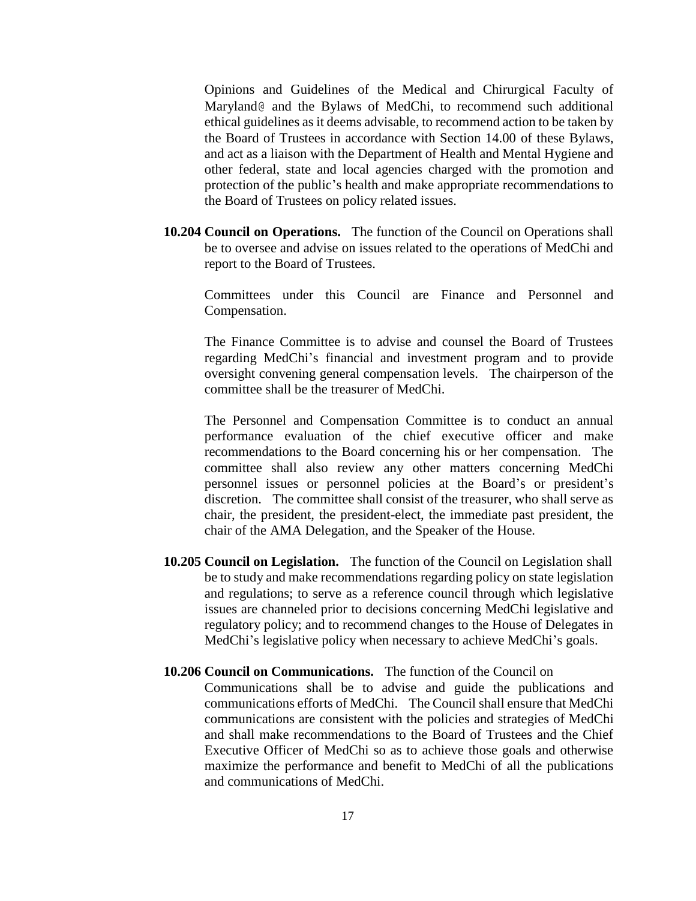Opinions and Guidelines of the Medical and Chirurgical Faculty of Maryland@ and the Bylaws of MedChi, to recommend such additional ethical guidelines as it deems advisable, to recommend action to be taken by the Board of Trustees in accordance with Section 14.00 of these Bylaws, and act as a liaison with the Department of Health and Mental Hygiene and other federal, state and local agencies charged with the promotion and protection of the public's health and make appropriate recommendations to the Board of Trustees on policy related issues.

**10.204 Council on Operations.** The function of the Council on Operations shall be to oversee and advise on issues related to the operations of MedChi and report to the Board of Trustees.

Committees under this Council are Finance and Personnel and Compensation.

The Finance Committee is to advise and counsel the Board of Trustees regarding MedChi's financial and investment program and to provide oversight convening general compensation levels. The chairperson of the committee shall be the treasurer of MedChi.

The Personnel and Compensation Committee is to conduct an annual performance evaluation of the chief executive officer and make recommendations to the Board concerning his or her compensation. The committee shall also review any other matters concerning MedChi personnel issues or personnel policies at the Board's or president's discretion. The committee shall consist of the treasurer, who shall serve as chair, the president, the president-elect, the immediate past president, the chair of the AMA Delegation, and the Speaker of the House.

**10.205 Council on Legislation.** The function of the Council on Legislation shall be to study and make recommendations regarding policy on state legislation and regulations; to serve as a reference council through which legislative issues are channeled prior to decisions concerning MedChi legislative and regulatory policy; and to recommend changes to the House of Delegates in MedChi's legislative policy when necessary to achieve MedChi's goals.

**10.206 Council on Communications.** The function of the Council on Communications shall be to advise and guide the publications and communications efforts of MedChi. The Council shall ensure that MedChi communications are consistent with the policies and strategies of MedChi and shall make recommendations to the Board of Trustees and the Chief Executive Officer of MedChi so as to achieve those goals and otherwise maximize the performance and benefit to MedChi of all the publications and communications of MedChi.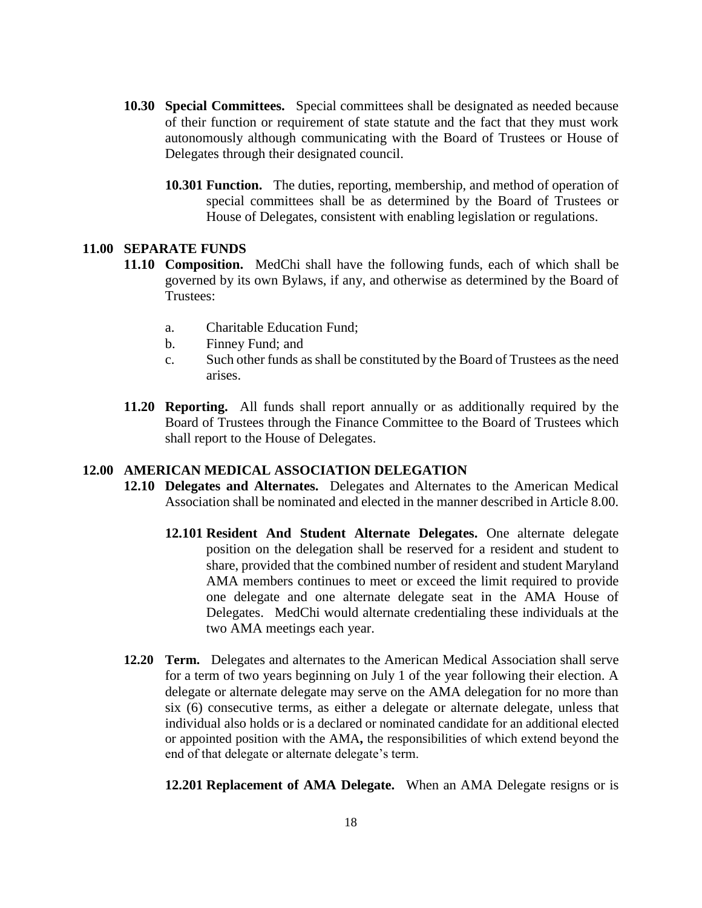**10.30 Special Committees.** Special committees shall be designated as needed because of their function or requirement of state statute and the fact that they must work autonomously although communicating with the Board of Trustees or House of Delegates through their designated council.

**10.301 Function.** The duties, reporting, membership, and method of operation of special committees shall be as determined by the Board of Trustees or House of Delegates, consistent with enabling legislation or regulations.

## 11.00 SEPARATE FUNDS

**11.10 Composition.** MedChi shall have the following funds, each of which shall be governed by its own Bylaws, if any, and otherwise as determined by the Board of Trustees:

a. Charitable Education Fund;
b. Finney Fund; and
c. Such other funds as shall be constituted by the Board of Trustees as the need arises.

**11.20 Reporting.** All funds shall report annually or as additionally required by the Board of Trustees through the Finance Committee to the Board of Trustees which shall report to the House of Delegates.

## 12.00 AMERICAN MEDICAL ASSOCIATION DELEGATION

**12.10 Delegates and Alternates.** Delegates and Alternates to the American Medical Association shall be nominated and elected in the manner described in Article 8.00.

**12.101 Resident And Student Alternate Delegates.** One alternate delegate position on the delegation shall be reserved for a resident and student to share, provided that the combined number of resident and student Maryland AMA members continues to meet or exceed the limit required to provide one delegate and one alternate delegate seat in the AMA House of Delegates. MedChi would alternate credentialing these individuals at the two AMA meetings each year.

**12.20 Term.** Delegates and alternates to the American Medical Association shall serve for a term of two years beginning on July 1 of the year following their election. A delegate or alternate delegate may serve on the AMA delegation for no more than six (6) consecutive terms, as either a delegate or alternate delegate, unless that individual also holds or is a declared or nominated candidate for an additional elected or appointed position with the AMA**,** the responsibilities of which extend beyond the end of that delegate or alternate delegate's term.

**12.201 Replacement of AMA Delegate.** When an AMA Delegate resigns or is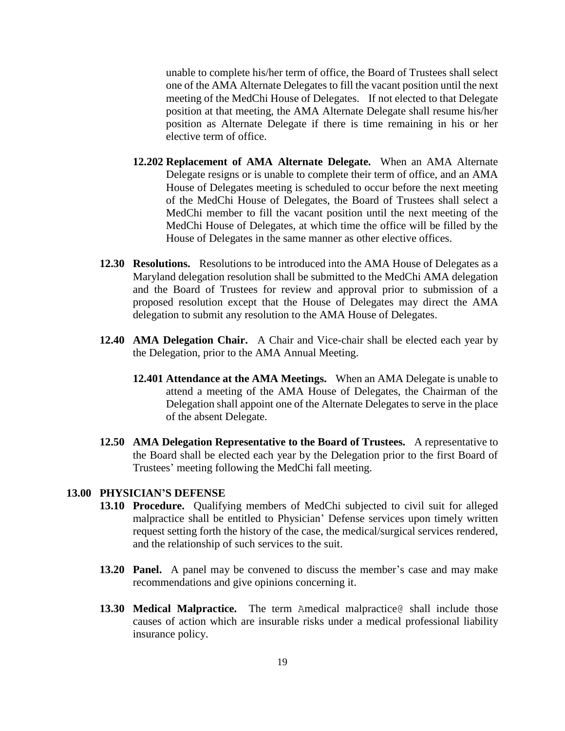unable to complete his/her term of office, the Board of Trustees shall select one of the AMA Alternate Delegates to fill the vacant position until the next meeting of the MedChi House of Delegates. If not elected to that Delegate position at that meeting, the AMA Alternate Delegate shall resume his/her position as Alternate Delegate if there is time remaining in his or her elective term of office.

**12.202 Replacement of AMA Alternate Delegate.** When an AMA Alternate Delegate resigns or is unable to complete their term of office, and an AMA House of Delegates meeting is scheduled to occur before the next meeting of the MedChi House of Delegates, the Board of Trustees shall select a MedChi member to fill the vacant position until the next meeting of the MedChi House of Delegates, at which time the office will be filled by the House of Delegates in the same manner as other elective offices.

**12.30 Resolutions.** Resolutions to be introduced into the AMA House of Delegates as a Maryland delegation resolution shall be submitted to the MedChi AMA delegation and the Board of Trustees for review and approval prior to submission of a proposed resolution except that the House of Delegates may direct the AMA delegation to submit any resolution to the AMA House of Delegates.

**12.40 AMA Delegation Chair.** A Chair and Vice-chair shall be elected each year by the Delegation, prior to the AMA Annual Meeting.

**12.401 Attendance at the AMA Meetings.** When an AMA Delegate is unable to attend a meeting of the AMA House of Delegates, the Chairman of the Delegation shall appoint one of the Alternate Delegates to serve in the place of the absent Delegate.

**12.50 AMA Delegation Representative to the Board of Trustees.** A representative to the Board shall be elected each year by the Delegation prior to the first Board of Trustees' meeting following the MedChi fall meeting.

## 13.00 PHYSICIAN'S DEFENSE

**13.10 Procedure.** Qualifying members of MedChi subjected to civil suit for alleged malpractice shall be entitled to Physician' Defense services upon timely written request setting forth the history of the case, the medical/surgical services rendered, and the relationship of such services to the suit.

**13.20 Panel.** A panel may be convened to discuss the member's case and may make recommendations and give opinions concerning it.

**13.30 Medical Malpractice.** The term Amedical malpractice@ shall include those causes of action which are insurable risks under a medical professional liability insurance policy.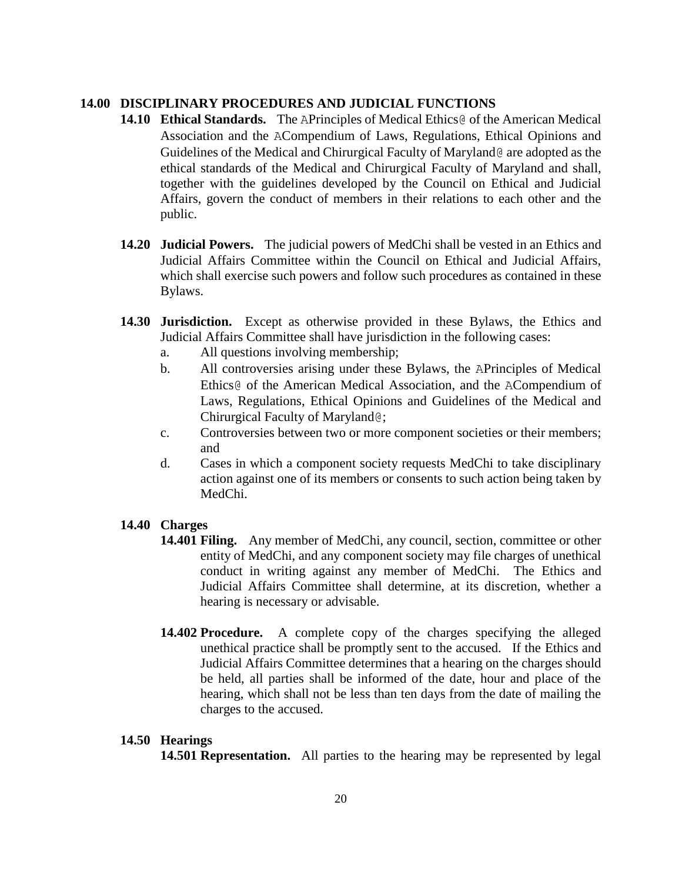## 14.00 DISCIPLINARY PROCEDURES AND JUDICIAL FUNCTIONS

**14.10 Ethical Standards.** The APrinciples of Medical Ethics@ of the American Medical Association and the ACompendium of Laws, Regulations, Ethical Opinions and Guidelines of the Medical and Chirurgical Faculty of Maryland@ are adopted as the ethical standards of the Medical and Chirurgical Faculty of Maryland and shall, together with the guidelines developed by the Council on Ethical and Judicial Affairs, govern the conduct of members in their relations to each other and the public.

**14.20 Judicial Powers.** The judicial powers of MedChi shall be vested in an Ethics and Judicial Affairs Committee within the Council on Ethical and Judicial Affairs, which shall exercise such powers and follow such procedures as contained in these Bylaws.

**14.30 Jurisdiction.** Except as otherwise provided in these Bylaws, the Ethics and Judicial Affairs Committee shall have jurisdiction in the following cases:

a. All questions involving membership;

b. All controversies arising under these Bylaws, the APrinciples of Medical Ethics@ of the American Medical Association, and the ACompendium of Laws, Regulations, Ethical Opinions and Guidelines of the Medical and Chirurgical Faculty of Maryland@;

c. Controversies between two or more component societies or their members; and

d. Cases in which a component society requests MedChi to take disciplinary action against one of its members or consents to such action being taken by MedChi.

**14.40 Charges**

**14.401 Filing.** Any member of MedChi, any council, section, committee or other entity of MedChi, and any component society may file charges of unethical conduct in writing against any member of MedChi. The Ethics and Judicial Affairs Committee shall determine, at its discretion, whether a hearing is necessary or advisable.

**14.402 Procedure.** A complete copy of the charges specifying the alleged unethical practice shall be promptly sent to the accused. If the Ethics and Judicial Affairs Committee determines that a hearing on the charges should be held, all parties shall be informed of the date, hour and place of the hearing, which shall not be less than ten days from the date of mailing the charges to the accused.

**14.50 Hearings**

**14.501 Representation.** All parties to the hearing may be represented by legal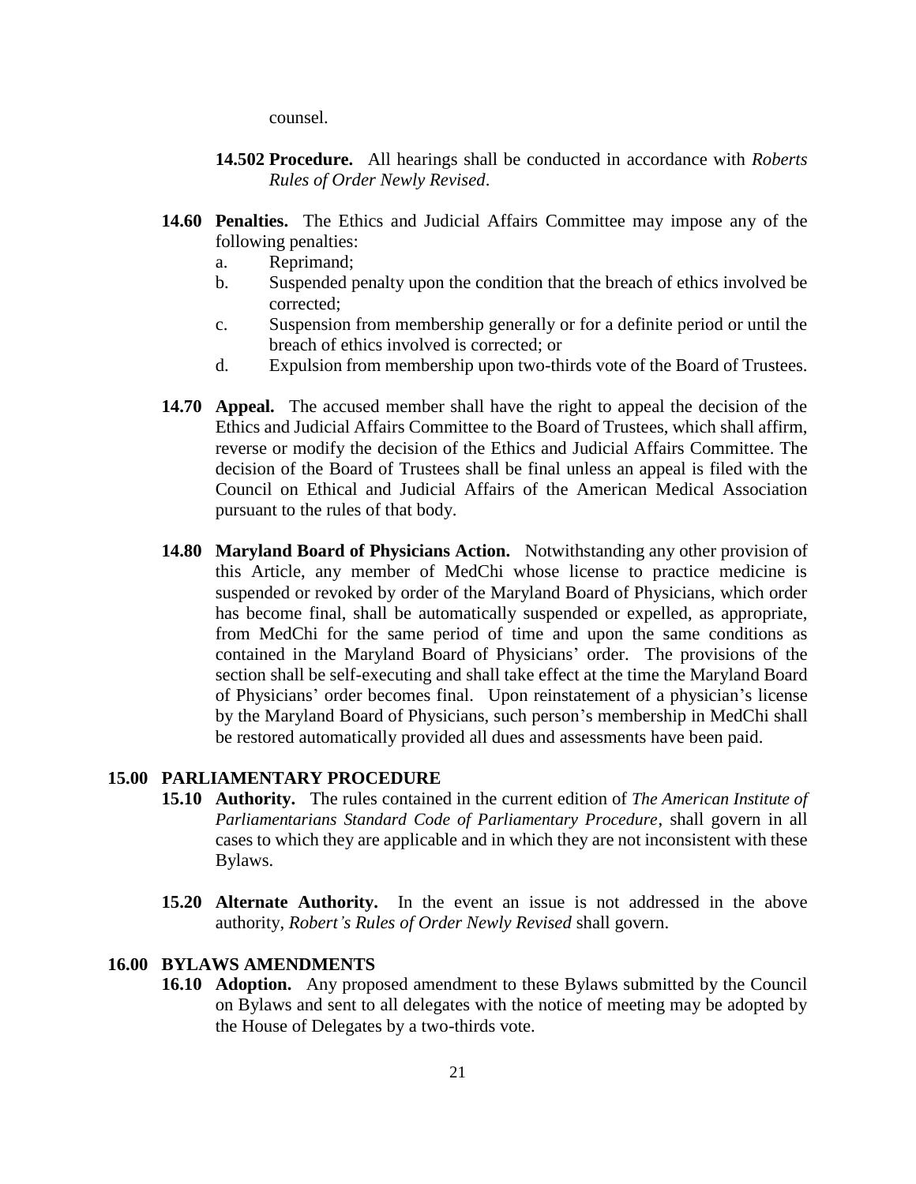counsel.

**14.502 Procedure.** All hearings shall be conducted in accordance with *Roberts Rules of Order Newly Revised*.

**14.60 Penalties.** The Ethics and Judicial Affairs Committee may impose any of the following penalties:

a. Reprimand;
b. Suspended penalty upon the condition that the breach of ethics involved be corrected;
c. Suspension from membership generally or for a definite period or until the breach of ethics involved is corrected; or
d. Expulsion from membership upon two-thirds vote of the Board of Trustees.

**14.70 Appeal.** The accused member shall have the right to appeal the decision of the Ethics and Judicial Affairs Committee to the Board of Trustees, which shall affirm, reverse or modify the decision of the Ethics and Judicial Affairs Committee. The decision of the Board of Trustees shall be final unless an appeal is filed with the Council on Ethical and Judicial Affairs of the American Medical Association pursuant to the rules of that body.

**14.80 Maryland Board of Physicians Action.** Notwithstanding any other provision of this Article, any member of MedChi whose license to practice medicine is suspended or revoked by order of the Maryland Board of Physicians, which order has become final, shall be automatically suspended or expelled, as appropriate, from MedChi for the same period of time and upon the same conditions as contained in the Maryland Board of Physicians' order. The provisions of the section shall be self-executing and shall take effect at the time the Maryland Board of Physicians' order becomes final. Upon reinstatement of a physician's license by the Maryland Board of Physicians, such person's membership in MedChi shall be restored automatically provided all dues and assessments have been paid.

## 15.00 PARLIAMENTARY PROCEDURE

**15.10 Authority.** The rules contained in the current edition of *The American Institute of Parliamentarians Standard Code of Parliamentary Procedure*, shall govern in all cases to which they are applicable and in which they are not inconsistent with these Bylaws.

**15.20 Alternate Authority.** In the event an issue is not addressed in the above authority, *Robert's Rules of Order Newly Revised* shall govern.

## 16.00 BYLAWS AMENDMENTS

**16.10 Adoption.** Any proposed amendment to these Bylaws submitted by the Council on Bylaws and sent to all delegates with the notice of meeting may be adopted by the House of Delegates by a two-thirds vote.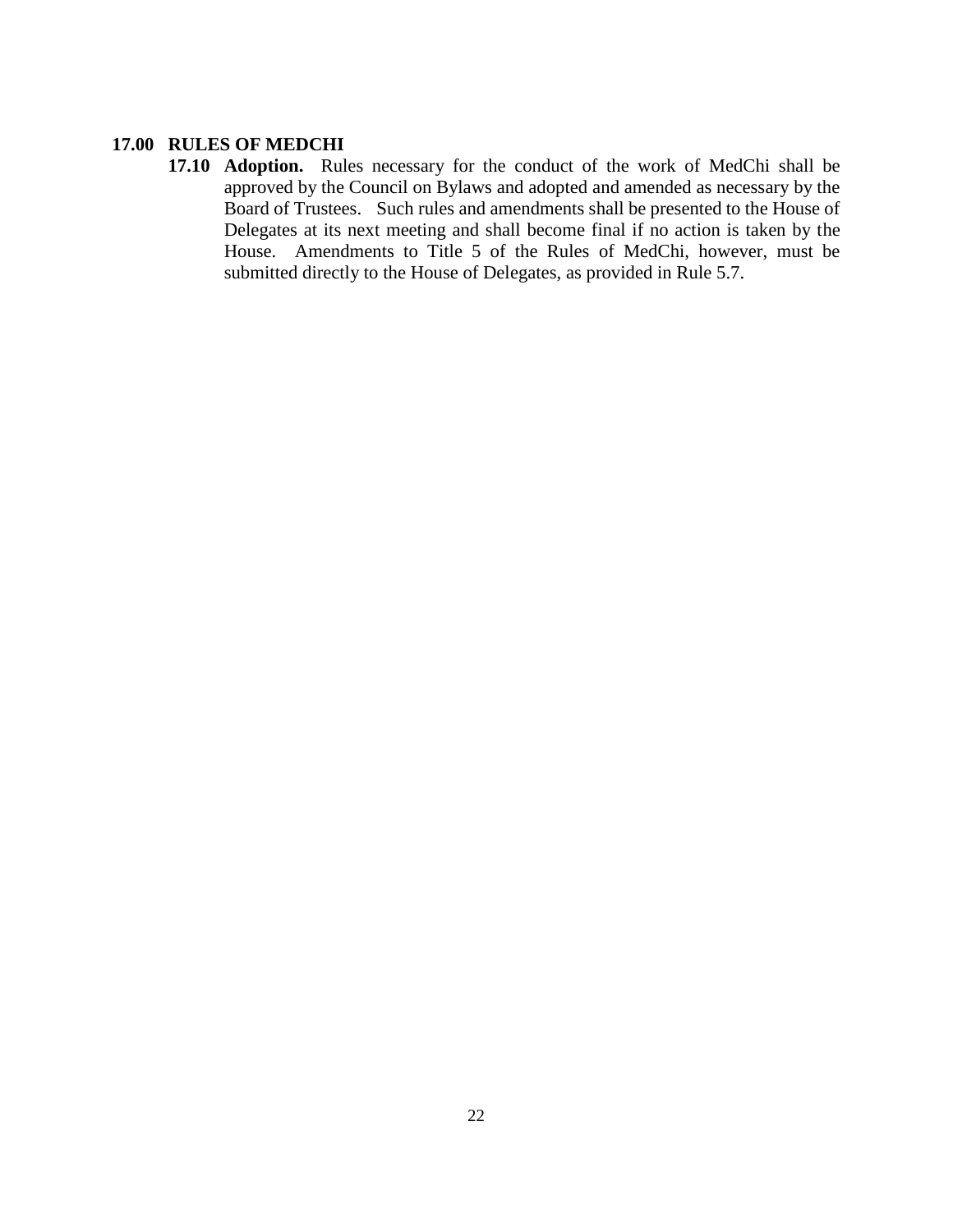## 17.00 RULES OF MEDCHI

**17.10 Adoption.** Rules necessary for the conduct of the work of MedChi shall be approved by the Council on Bylaws and adopted and amended as necessary by the Board of Trustees. Such rules and amendments shall be presented to the House of Delegates at its next meeting and shall become final if no action is taken by the House. Amendments to Title 5 of the Rules of MedChi, however, must be submitted directly to the House of Delegates, as provided in Rule 5.7.